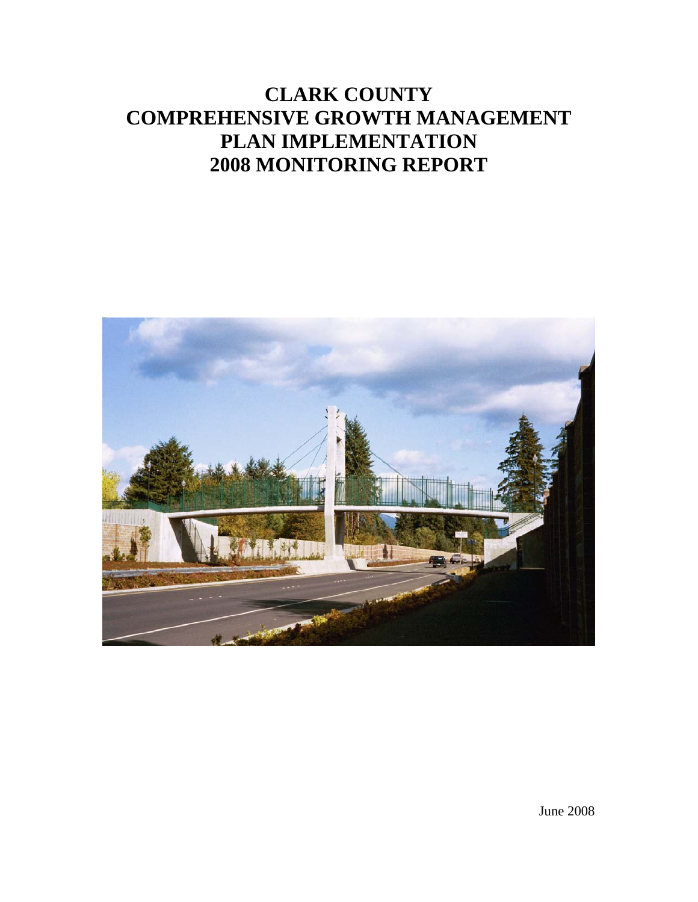# CLARK COUNTY
# COMPREHENSIVE GROWTH MANAGEMENT PLAN IMPLEMENTATION
# 2008 MONITORING REPORT

June 2008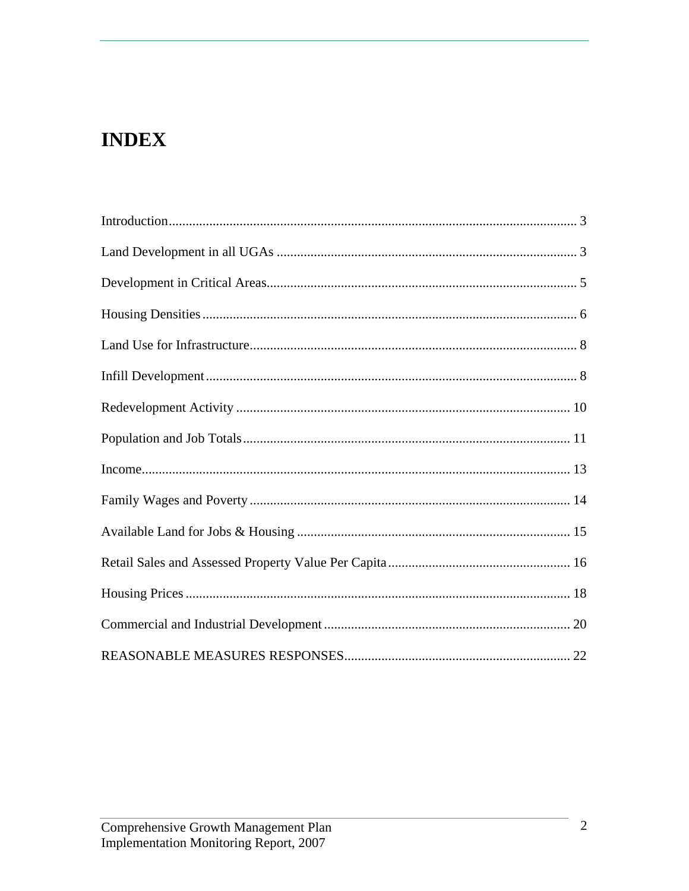# INDEX

Introduction........................................................................................................................ 3

Land Development in all UGAs ........................................................................................ 3

Development in Critical Areas........................................................................................... 5

Housing Densities .............................................................................................................. 6

Land Use for Infrastructure................................................................................................ 8

Infill Development ............................................................................................................. 8

Redevelopment Activity .................................................................................................. 10

Population and Job Totals................................................................................................ 11

Income.............................................................................................................................. 13

Family Wages and Poverty .............................................................................................. 14

Available Land for Jobs & Housing ................................................................................ 15

Retail Sales and Assessed Property Value Per Capita ...................................................... 16

Housing Prices ................................................................................................................. 18

Commercial and Industrial Development ........................................................................ 20

REASONABLE MEASURES RESPONSES.................................................................. 22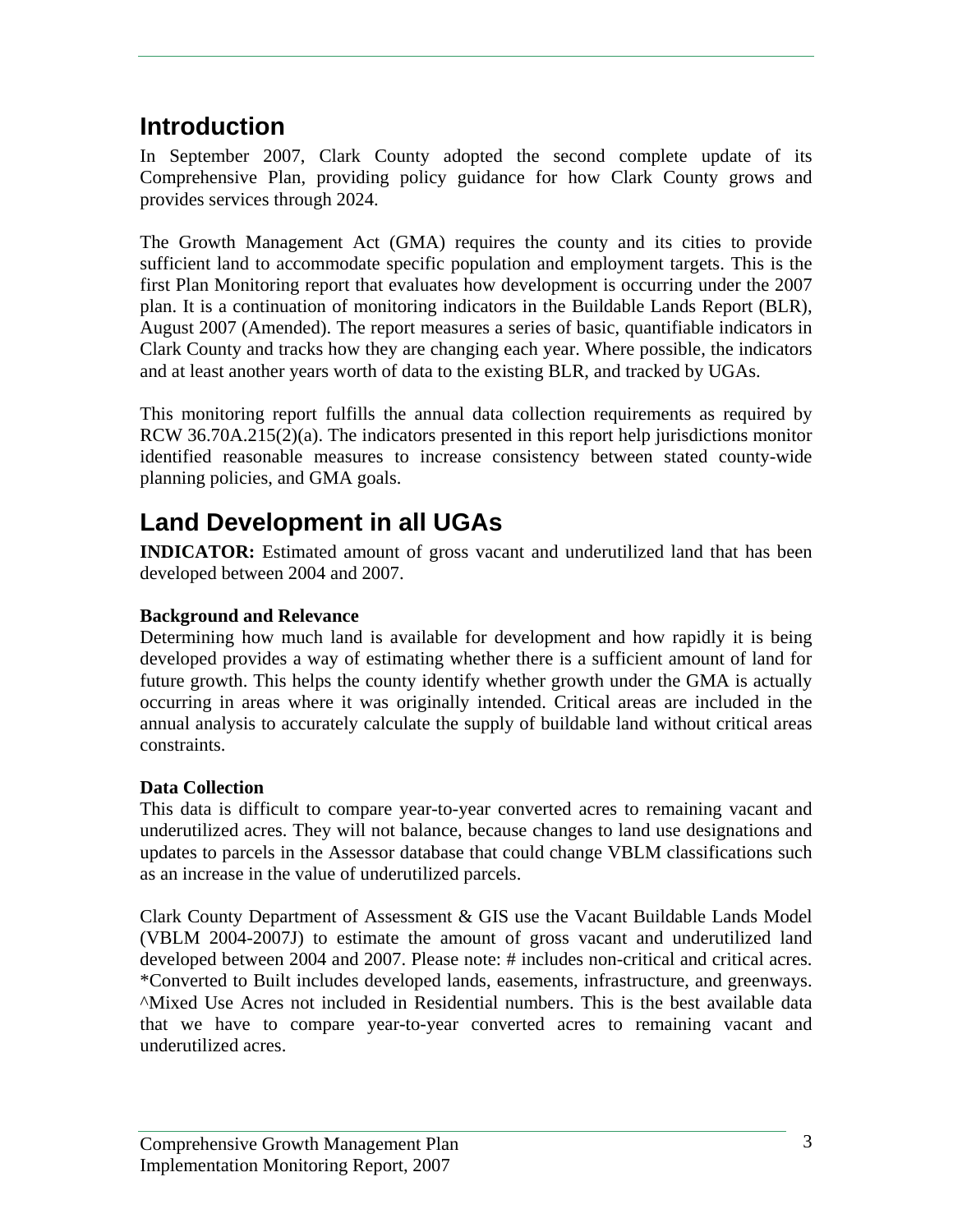## Introduction

In September 2007, Clark County adopted the second complete update of its Comprehensive Plan, providing policy guidance for how Clark County grows and provides services through 2024.

The Growth Management Act (GMA) requires the county and its cities to provide sufficient land to accommodate specific population and employment targets. This is the first Plan Monitoring report that evaluates how development is occurring under the 2007 plan. It is a continuation of monitoring indicators in the Buildable Lands Report (BLR), August 2007 (Amended). The report measures a series of basic, quantifiable indicators in Clark County and tracks how they are changing each year. Where possible, the indicators and at least another years worth of data to the existing BLR, and tracked by UGAs.

This monitoring report fulfills the annual data collection requirements as required by RCW 36.70A.215(2)(a). The indicators presented in this report help jurisdictions monitor identified reasonable measures to increase consistency between stated county-wide planning policies, and GMA goals.

## Land Development in all UGAs

**INDICATOR:** Estimated amount of gross vacant and underutilized land that has been developed between 2004 and 2007.

**Background and Relevance**

Determining how much land is available for development and how rapidly it is being developed provides a way of estimating whether there is a sufficient amount of land for future growth. This helps the county identify whether growth under the GMA is actually occurring in areas where it was originally intended. Critical areas are included in the annual analysis to accurately calculate the supply of buildable land without critical areas constraints.

**Data Collection**

This data is difficult to compare year-to-year converted acres to remaining vacant and underutilized acres. They will not balance, because changes to land use designations and updates to parcels in the Assessor database that could change VBLM classifications such as an increase in the value of underutilized parcels.

Clark County Department of Assessment & GIS use the Vacant Buildable Lands Model (VBLM 2004-2007J) to estimate the amount of gross vacant and underutilized land developed between 2004 and 2007. Please note: # includes non-critical and critical acres. *Converted to Built includes developed lands, easements, infrastructure, and greenways. ^Mixed Use Acres not included in Residential numbers. This is the best available data that we have to compare year-to-year converted acres to remaining vacant and underutilized acres.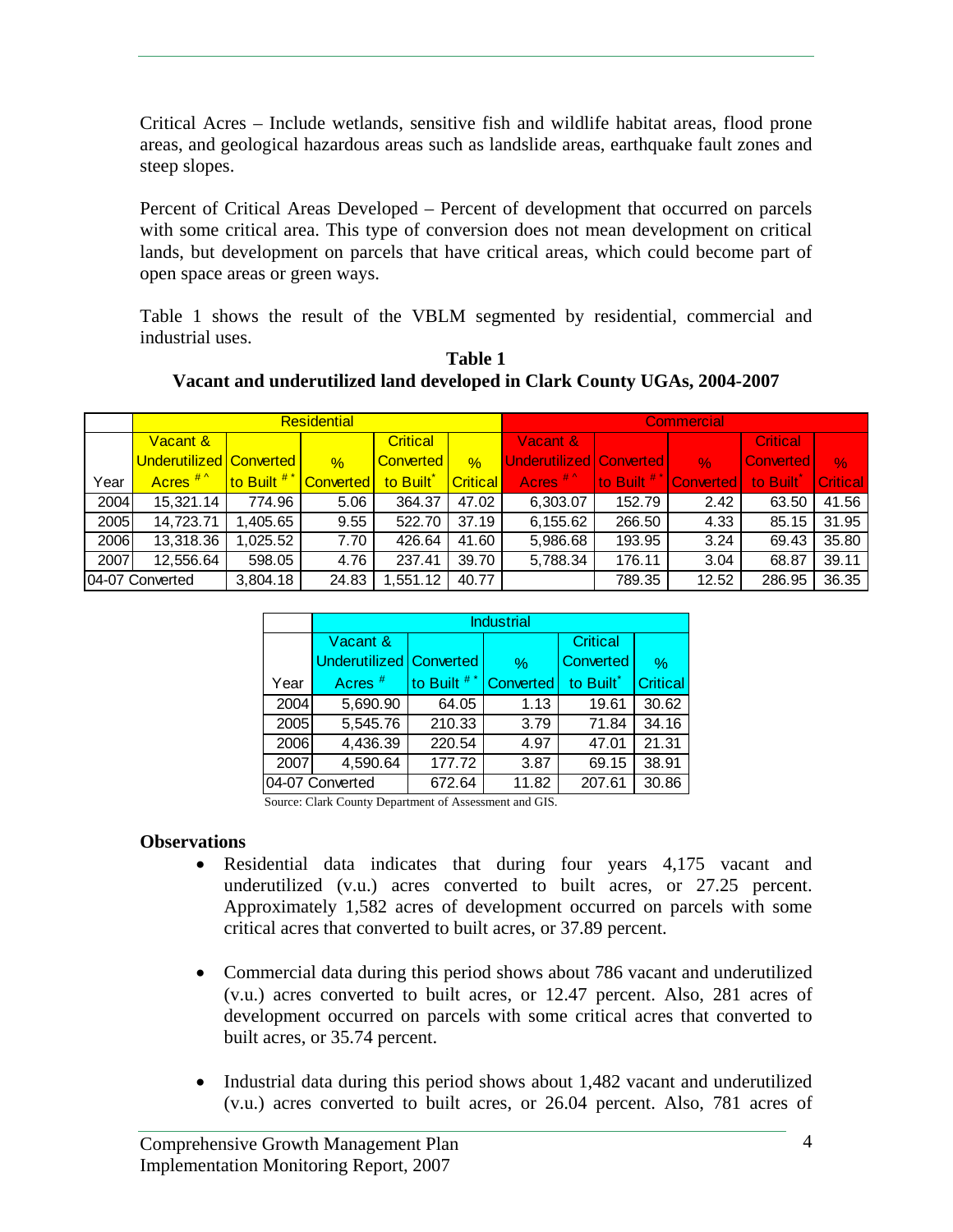Critical Acres – Include wetlands, sensitive fish and wildlife habitat areas, flood prone areas, and geological hazardous areas such as landslide areas, earthquake fault zones and steep slopes.

Percent of Critical Areas Developed – Percent of development that occurred on parcels with some critical area. This type of conversion does not mean development on critical lands, but development on parcels that have critical areas, which could become part of open space areas or green ways.

Table 1 shows the result of the VBLM segmented by residential, commercial and industrial uses.

**Table 1**
**Vacant and underutilized land developed in Clark County UGAs, 2004-2007**

| | Residential | | | | | Commercial | | | | |
|---|---|---|---|---|---|---|---|---|---|---|
| Year | Vacant & Underutilized Acres # ^ | Converted to Built # * | % Converted | Critical Converted to Built * | % Critical | Vacant & Underutilized Acres # ^ | Converted to Built # * | % Converted | Critical Converted to Built * | % Critical |
| 2004 | 15,321.14 | 774.96 | 5.06 | 364.37 | 47.02 | 6,303.07 | 152.79 | 2.42 | 63.50 | 41.56 |
| 2005 | 14,723.71 | 1,405.65 | 9.55 | 522.70 | 37.19 | 6,155.62 | 266.50 | 4.33 | 85.15 | 31.95 |
| 2006 | 13,318.36 | 1,025.52 | 7.70 | 426.64 | 41.60 | 5,986.68 | 193.95 | 3.24 | 69.43 | 35.80 |
| 2007 | 12,556.64 | 598.05 | 4.76 | 237.41 | 39.70 | 5,788.34 | 176.11 | 3.04 | 68.87 | 39.11 |
| 04-07 Converted | | 3,804.18 | 24.83 | 1,551.12 | 40.77 | | 789.35 | 12.52 | 286.95 | 36.35 |

| | Industrial | | | | |
|---|---|---|---|---|---|
| Year | Vacant & Underutilized Acres # | Converted to Built # * | % Converted | Critical Converted to Built * | % Critical |
| 2004 | 5,690.90 | 64.05 | 1.13 | 19.61 | 30.62 |
| 2005 | 5,545.76 | 210.33 | 3.79 | 71.84 | 34.16 |
| 2006 | 4,436.39 | 220.54 | 4.97 | 47.01 | 21.31 |
| 2007 | 4,590.64 | 177.72 | 3.87 | 69.15 | 38.91 |
| 04-07 Converted | | 672.64 | 11.82 | 207.61 | 30.86 |

Source: Clark County Department of Assessment and GIS.

**Observations**

- Residential data indicates that during four years 4,175 vacant and underutilized (v.u.) acres converted to built acres, or 27.25 percent. Approximately 1,582 acres of development occurred on parcels with some critical acres that converted to built acres, or 37.89 percent.

- Commercial data during this period shows about 786 vacant and underutilized (v.u.) acres converted to built acres, or 12.47 percent. Also, 281 acres of development occurred on parcels with some critical acres that converted to built acres, or 35.74 percent.

- Industrial data during this period shows about 1,482 vacant and underutilized (v.u.) acres converted to built acres, or 26.04 percent. Also, 781 acres of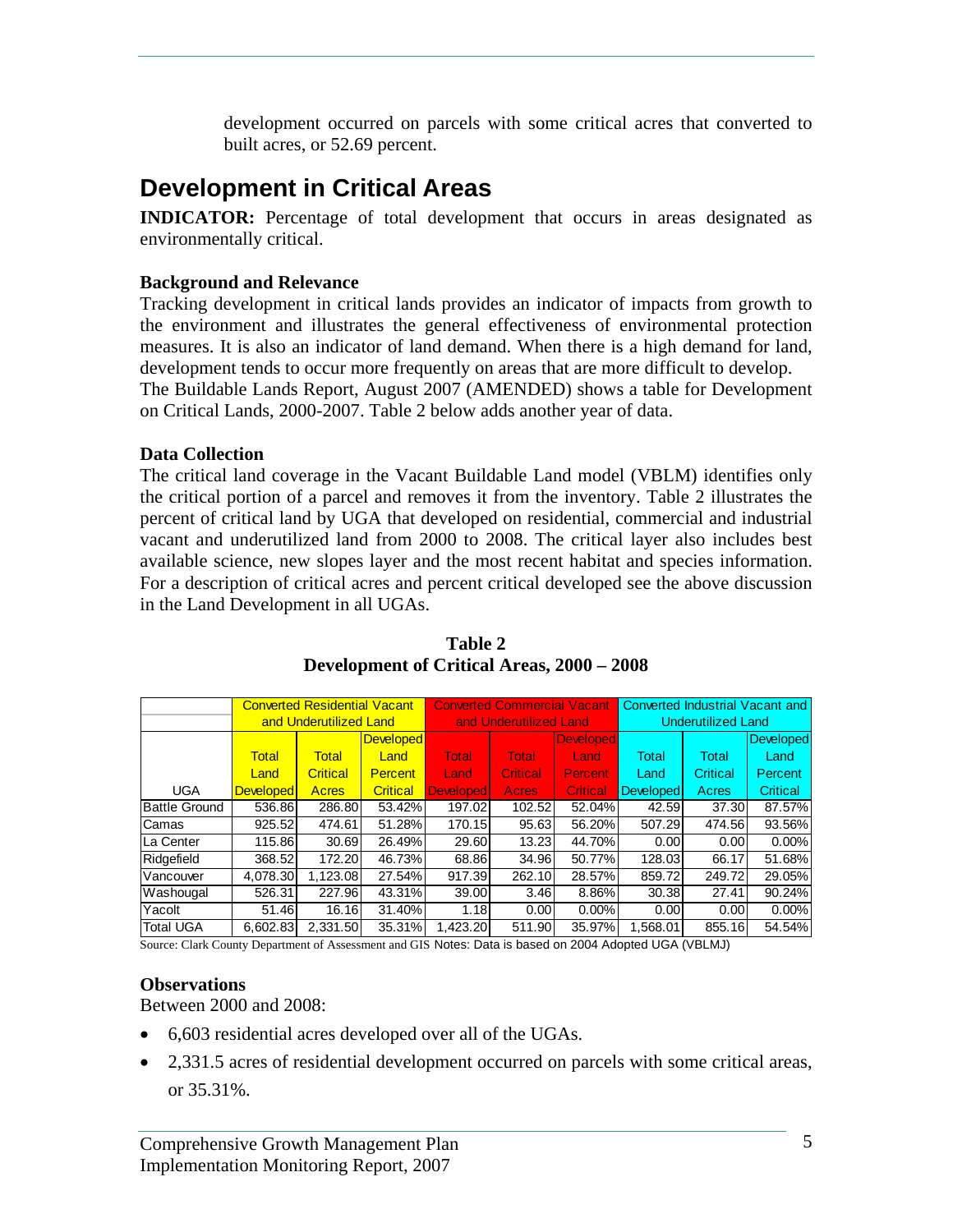development occurred on parcels with some critical acres that converted to built acres, or 52.69 percent.

## Development in Critical Areas

**INDICATOR:** Percentage of total development that occurs in areas designated as environmentally critical.

### Background and Relevance

Tracking development in critical lands provides an indicator of impacts from growth to the environment and illustrates the general effectiveness of environmental protection measures. It is also an indicator of land demand. When there is a high demand for land, development tends to occur more frequently on areas that are more difficult to develop.
The Buildable Lands Report, August 2007 (AMENDED) shows a table for Development on Critical Lands, 2000-2007. Table 2 below adds another year of data.

### Data Collection

The critical land coverage in the Vacant Buildable Land model (VBLM) identifies only the critical portion of a parcel and removes it from the inventory. Table 2 illustrates the percent of critical land by UGA that developed on residential, commercial and industrial vacant and underutilized land from 2000 to 2008. The critical layer also includes best available science, new slopes layer and the most recent habitat and species information. For a description of critical acres and percent critical developed see the above discussion in the Land Development in all UGAs.

**Table 2**
**Development of Critical Areas, 2000 – 2008**

| | Converted Residential Vacant and Underutilized Land | | | Converted Commercial Vacant and Underutilized Land | | | Converted Industrial Vacant and Underutilized Land | | |
|---|---|---|---|---|---|---|---|---|---|
| UGA | Total Land Developed | Total Critical Acres | Developed Land Percent Critical | Total Land Developed | Total Critical Acres | Developed Land Percent Critical | Total Land Developed | Total Critical Acres | Developed Land Percent Critical |
| Battle Ground | 536.86 | 286.80 | 53.42% | 197.02 | 102.52 | 52.04% | 42.59 | 37.30 | 87.57% |
| Camas | 925.52 | 474.61 | 51.28% | 170.15 | 95.63 | 56.20% | 507.29 | 474.56 | 93.56% |
| La Center | 115.86 | 30.69 | 26.49% | 29.60 | 13.23 | 44.70% | 0.00 | 0.00 | 0.00% |
| Ridgefield | 368.52 | 172.20 | 46.73% | 68.86 | 34.96 | 50.77% | 128.03 | 66.17 | 51.68% |
| Vancouver | 4,078.30 | 1,123.08 | 27.54% | 917.39 | 262.10 | 28.57% | 859.72 | 249.72 | 29.05% |
| Washougal | 526.31 | 227.96 | 43.31% | 39.00 | 3.46 | 8.86% | 30.38 | 27.41 | 90.24% |
| Yacolt | 51.46 | 16.16 | 31.40% | 1.18 | 0.00 | 0.00% | 0.00 | 0.00 | 0.00% |
| Total UGA | 6,602.83 | 2,331.50 | 35.31% | 1,423.20 | 511.90 | 35.97% | 1,568.01 | 855.16 | 54.54% |

Source: Clark County Department of Assessment and GIS Notes: Data is based on 2004 Adopted UGA (VBLMJ)

### Observations

Between 2000 and 2008:

- 6,603 residential acres developed over all of the UGAs.
- 2,331.5 acres of residential development occurred on parcels with some critical areas, or 35.31%.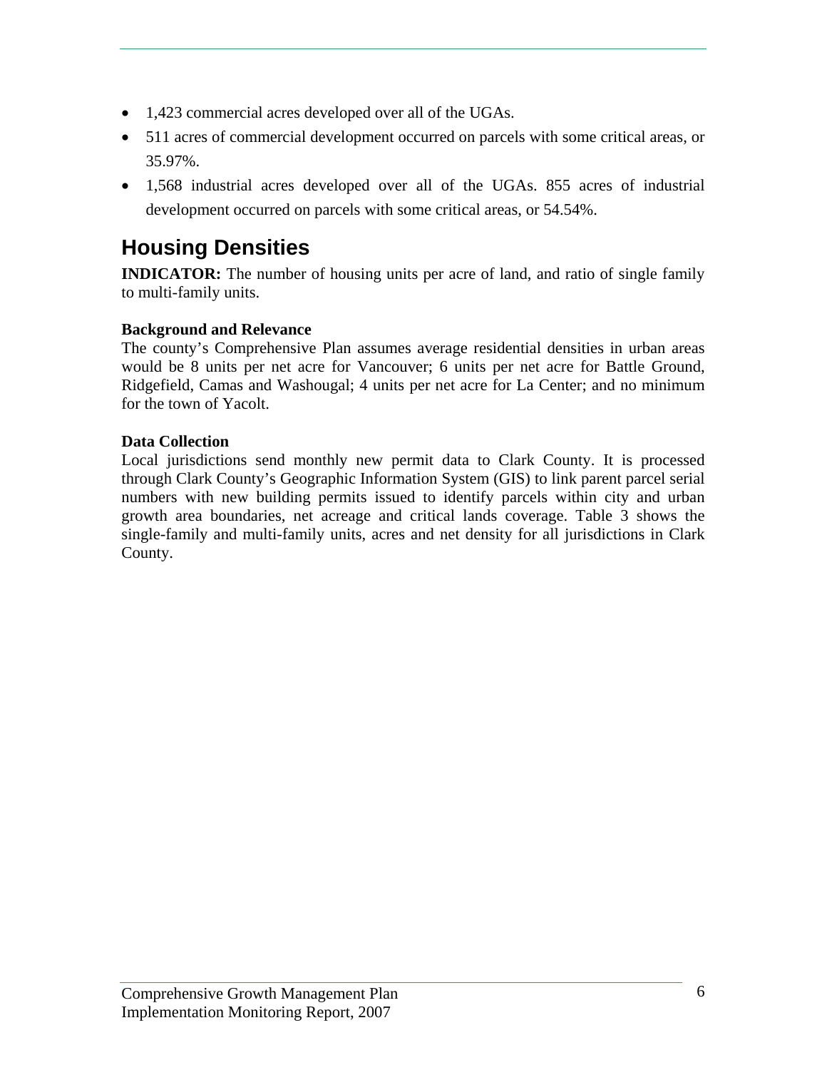- 1,423 commercial acres developed over all of the UGAs.
- 511 acres of commercial development occurred on parcels with some critical areas, or 35.97%.
- 1,568 industrial acres developed over all of the UGAs. 855 acres of industrial development occurred on parcels with some critical areas, or 54.54%.

## Housing Densities

**INDICATOR:** The number of housing units per acre of land, and ratio of single family to multi-family units.

**Background and Relevance**
The county's Comprehensive Plan assumes average residential densities in urban areas would be 8 units per net acre for Vancouver; 6 units per net acre for Battle Ground, Ridgefield, Camas and Washougal; 4 units per net acre for La Center; and no minimum for the town of Yacolt.

**Data Collection**
Local jurisdictions send monthly new permit data to Clark County. It is processed through Clark County's Geographic Information System (GIS) to link parent parcel serial numbers with new building permits issued to identify parcels within city and urban growth area boundaries, net acreage and critical lands coverage. Table 3 shows the single-family and multi-family units, acres and net density for all jurisdictions in Clark County.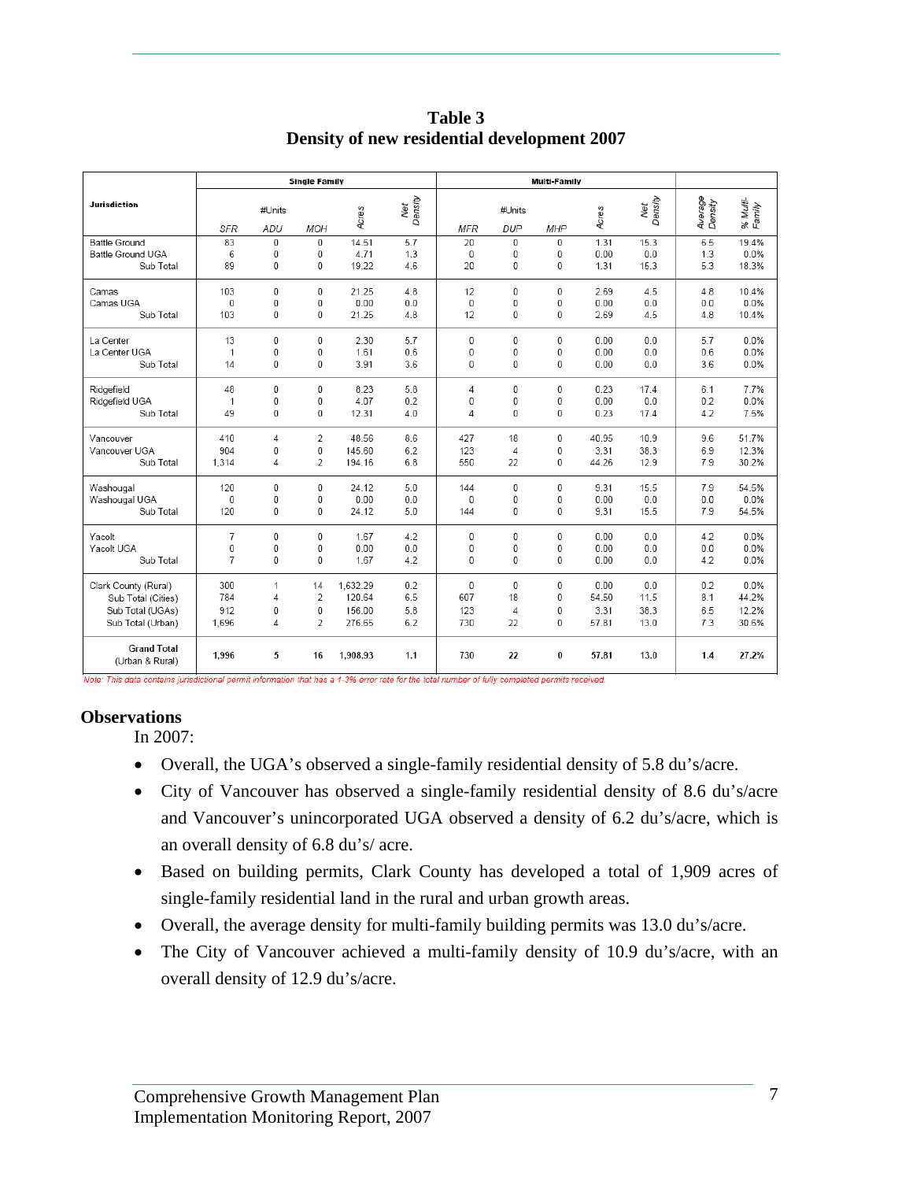**Table 3**
**Density of new residential development 2007**

| Jurisdiction | Single Family | | | | | Multi-Family | | | | | | |
|---|---|---|---|---|---|---|---|---|---|---|---|---|
| | #Units | | | Acres | Net Density | #Units | | | Acres | Net Density | Average Density | % Multi-Family |
| | SFR | ADU | MOH | | | MFR | DUP | MHP | | | | |
| Battle Ground | 83 | 0 | 0 | 14.51 | 5.7 | 20 | 0 | 0 | 1.31 | 15.3 | 6.5 | 19.4% |
| Battle Ground UGA | 6 | 0 | 0 | 4.71 | 1.3 | 0 | 0 | 0 | 0.00 | 0.0 | 1.3 | 0.0% |
| Sub Total | 89 | 0 | 0 | 19.22 | 4.6 | 20 | 0 | 0 | 1.31 | 15.3 | 5.3 | 18.3% |
| Camas | 103 | 0 | 0 | 21.25 | 4.8 | 12 | 0 | 0 | 2.69 | 4.5 | 4.8 | 10.4% |
| Camas UGA | 0 | 0 | 0 | 0.00 | 0.0 | 0 | 0 | 0 | 0.00 | 0.0 | 0.0 | 0.0% |
| Sub Total | 103 | 0 | 0 | 21.25 | 4.8 | 12 | 0 | 0 | 2.69 | 4.5 | 4.8 | 10.4% |
| La Center | 13 | 0 | 0 | 2.30 | 5.7 | 0 | 0 | 0 | 0.00 | 0.0 | 5.7 | 0.0% |
| La Center UGA | 1 | 0 | 0 | 1.61 | 0.6 | 0 | 0 | 0 | 0.00 | 0.0 | 0.6 | 0.0% |
| Sub Total | 14 | 0 | 0 | 3.91 | 3.6 | 0 | 0 | 0 | 0.00 | 0.0 | 3.6 | 0.0% |
| Ridgefield | 48 | 0 | 0 | 8.23 | 5.8 | 4 | 0 | 0 | 0.23 | 17.4 | 6.1 | 7.7% |
| Ridgefield UGA | 1 | 0 | 0 | 4.07 | 0.2 | 0 | 0 | 0 | 0.00 | 0.0 | 0.2 | 0.0% |
| Sub Total | 49 | 0 | 0 | 12.31 | 4.0 | 4 | 0 | 0 | 0.23 | 17.4 | 4.2 | 7.5% |
| Vancouver | 410 | 4 | 2 | 48.56 | 8.6 | 427 | 18 | 0 | 40.95 | 10.9 | 9.6 | 51.7% |
| Vancouver UGA | 904 | 0 | 0 | 145.60 | 6.2 | 123 | 4 | 0 | 3.31 | 38.3 | 6.9 | 12.3% |
| Sub Total | 1,314 | 4 | 2 | 194.16 | 6.8 | 550 | 22 | 0 | 44.26 | 12.9 | 7.9 | 30.2% |
| Washougal | 120 | 0 | 0 | 24.12 | 5.0 | 144 | 0 | 0 | 9.31 | 15.5 | 7.9 | 54.5% |
| Washougal UGA | 0 | 0 | 0 | 0.00 | 0.0 | 0 | 0 | 0 | 0.00 | 0.0 | 0.0 | 0.0% |
| Sub Total | 120 | 0 | 0 | 24.12 | 5.0 | 144 | 0 | 0 | 9.31 | 15.5 | 7.9 | 54.5% |
| Yacolt | 7 | 0 | 0 | 1.67 | 4.2 | 0 | 0 | 0 | 0.00 | 0.0 | 4.2 | 0.0% |
| Yacolt UGA | 0 | 0 | 0 | 0.00 | 0.0 | 0 | 0 | 0 | 0.00 | 0.0 | 0.0 | 0.0% |
| Sub Total | 7 | 0 | 0 | 1.67 | 4.2 | 0 | 0 | 0 | 0.00 | 0.0 | 4.2 | 0.0% |
| Clark County (Rural) | 300 | 1 | 14 | 1,632.29 | 0.2 | 0 | 0 | 0 | 0.00 | 0.0 | 0.2 | 0.0% |
| Sub Total (Cities) | 784 | 4 | 2 | 120.64 | 6.5 | 607 | 18 | 0 | 54.50 | 11.5 | 8.1 | 44.2% |
| Sub Total (UGAs) | 912 | 0 | 0 | 156.00 | 5.8 | 123 | 4 | 0 | 3.31 | 38.3 | 6.5 | 12.2% |
| Sub Total (Urban) | 1,696 | 4 | 2 | 276.65 | 6.2 | 730 | 22 | 0 | 57.81 | 13.0 | 7.3 | 30.6% |
| **Grand Total (Urban & Rural)** | **1,996** | **5** | **16** | **1,908.93** | **1.1** | **730** | **22** | **0** | **57.81** | **13.0** | **1.4** | **27.2%** |

*Note: This data contains jurisdictional permit information that has a 1-3% error rate for the total number of fully completed permits received.*

## Observations

In 2007:

- Overall, the UGA's observed a single-family residential density of 5.8 du's/acre.
- City of Vancouver has observed a single-family residential density of 8.6 du's/acre and Vancouver's unincorporated UGA observed a density of 6.2 du's/acre, which is an overall density of 6.8 du's/ acre.
- Based on building permits, Clark County has developed a total of 1,909 acres of single-family residential land in the rural and urban growth areas.
- Overall, the average density for multi-family building permits was 13.0 du's/acre.
- The City of Vancouver achieved a multi-family density of 10.9 du's/acre, with an overall density of 12.9 du's/acre.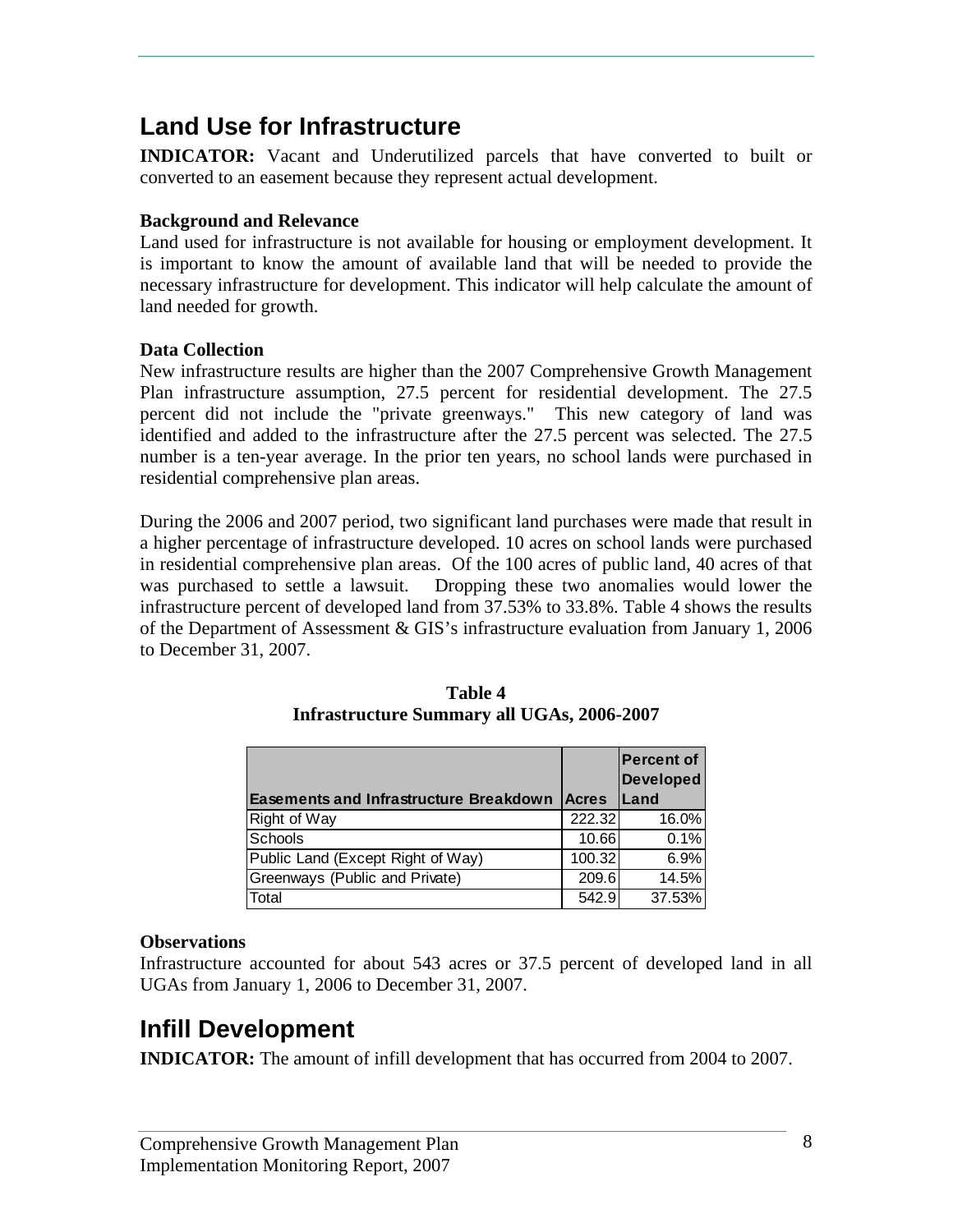## Land Use for Infrastructure

**INDICATOR:** Vacant and Underutilized parcels that have converted to built or converted to an easement because they represent actual development.

**Background and Relevance**

Land used for infrastructure is not available for housing or employment development. It is important to know the amount of available land that will be needed to provide the necessary infrastructure for development. This indicator will help calculate the amount of land needed for growth.

**Data Collection**

New infrastructure results are higher than the 2007 Comprehensive Growth Management Plan infrastructure assumption, 27.5 percent for residential development. The 27.5 percent did not include the "private greenways." This new category of land was identified and added to the infrastructure after the 27.5 percent was selected. The 27.5 number is a ten-year average. In the prior ten years, no school lands were purchased in residential comprehensive plan areas.

During the 2006 and 2007 period, two significant land purchases were made that result in a higher percentage of infrastructure developed. 10 acres on school lands were purchased in residential comprehensive plan areas. Of the 100 acres of public land, 40 acres of that was purchased to settle a lawsuit. Dropping these two anomalies would lower the infrastructure percent of developed land from 37.53% to 33.8%. Table 4 shows the results of the Department of Assessment & GIS's infrastructure evaluation from January 1, 2006 to December 31, 2007.

**Table 4**
**Infrastructure Summary all UGAs, 2006-2007**

| Easements and Infrastructure Breakdown | Acres | Percent of Developed Land |
|---|---|---|
| Right of Way | 222.32 | 16.0% |
| Schools | 10.66 | 0.1% |
| Public Land (Except Right of Way) | 100.32 | 6.9% |
| Greenways (Public and Private) | 209.6 | 14.5% |
| Total | 542.9 | 37.53% |

**Observations**

Infrastructure accounted for about 543 acres or 37.5 percent of developed land in all UGAs from January 1, 2006 to December 31, 2007.

## Infill Development

**INDICATOR:** The amount of infill development that has occurred from 2004 to 2007.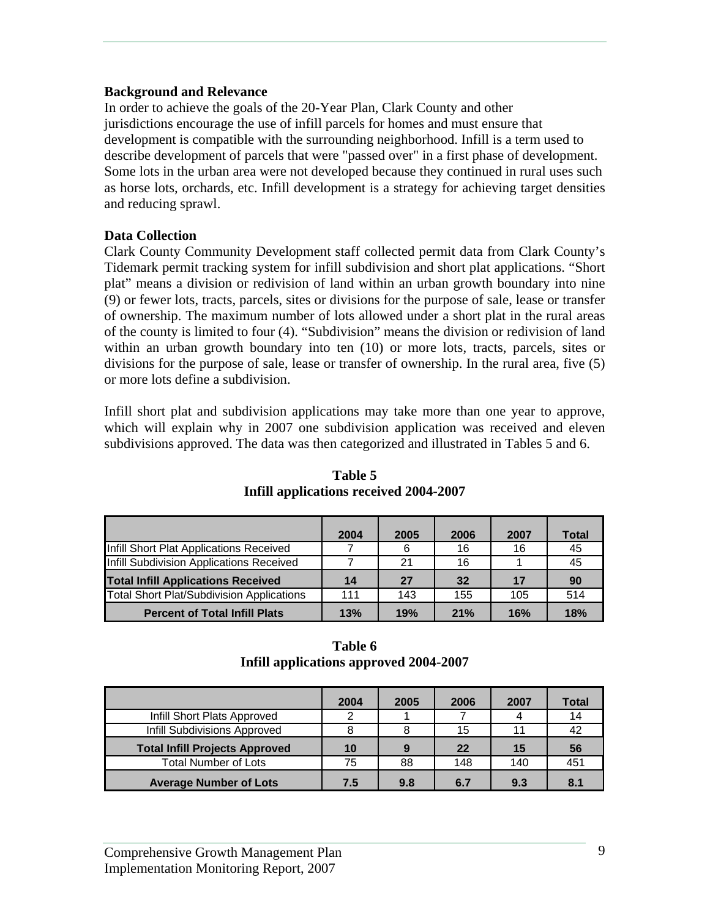## Background and Relevance

In order to achieve the goals of the 20-Year Plan, Clark County and other jurisdictions encourage the use of infill parcels for homes and must ensure that development is compatible with the surrounding neighborhood. Infill is a term used to describe development of parcels that were "passed over" in a first phase of development. Some lots in the urban area were not developed because they continued in rural uses such as horse lots, orchards, etc. Infill development is a strategy for achieving target densities and reducing sprawl.

## Data Collection

Clark County Community Development staff collected permit data from Clark County's Tidemark permit tracking system for infill subdivision and short plat applications. "Short plat" means a division or redivision of land within an urban growth boundary into nine (9) or fewer lots, tracts, parcels, sites or divisions for the purpose of sale, lease or transfer of ownership. The maximum number of lots allowed under a short plat in the rural areas of the county is limited to four (4). "Subdivision" means the division or redivision of land within an urban growth boundary into ten (10) or more lots, tracts, parcels, sites or divisions for the purpose of sale, lease or transfer of ownership. In the rural area, five (5) or more lots define a subdivision.

Infill short plat and subdivision applications may take more than one year to approve, which will explain why in 2007 one subdivision application was received and eleven subdivisions approved. The data was then categorized and illustrated in Tables 5 and 6.

**Table 5**
**Infill applications received 2004-2007**

| | 2004 | 2005 | 2006 | 2007 | Total |
|---|---|---|---|---|---|
| Infill Short Plat Applications Received | 7 | 6 | 16 | 16 | 45 |
| Infill Subdivision Applications Received | 7 | 21 | 16 | 1 | 45 |
| **Total Infill Applications Received** | **14** | **27** | **32** | **17** | **90** |
| Total Short Plat/Subdivision Applications | 111 | 143 | 155 | 105 | 514 |
| **Percent of Total Infill Plats** | **13%** | **19%** | **21%** | **16%** | **18%** |

**Table 6**
**Infill applications approved 2004-2007**

| | 2004 | 2005 | 2006 | 2007 | Total |
|---|---|---|---|---|---|
| Infill Short Plats Approved | 2 | 1 | 7 | 4 | 14 |
| Infill Subdivisions Approved | 8 | 8 | 15 | 11 | 42 |
| **Total Infill Projects Approved** | **10** | **9** | **22** | **15** | **56** |
| Total Number of Lots | 75 | 88 | 148 | 140 | 451 |
| **Average Number of Lots** | **7.5** | **9.8** | **6.7** | **9.3** | **8.1** |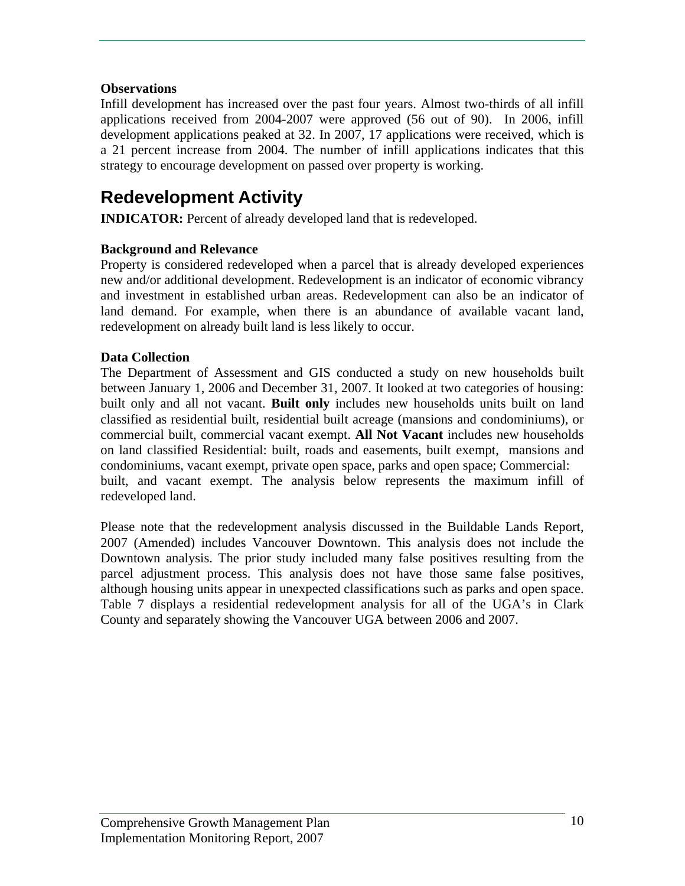**Observations**

Infill development has increased over the past four years. Almost two-thirds of all infill applications received from 2004-2007 were approved (56 out of 90). In 2006, infill development applications peaked at 32. In 2007, 17 applications were received, which is a 21 percent increase from 2004. The number of infill applications indicates that this strategy to encourage development on passed over property is working.

## Redevelopment Activity

**INDICATOR:** Percent of already developed land that is redeveloped.

**Background and Relevance**

Property is considered redeveloped when a parcel that is already developed experiences new and/or additional development. Redevelopment is an indicator of economic vibrancy and investment in established urban areas. Redevelopment can also be an indicator of land demand. For example, when there is an abundance of available vacant land, redevelopment on already built land is less likely to occur.

**Data Collection**

The Department of Assessment and GIS conducted a study on new households built between January 1, 2006 and December 31, 2007. It looked at two categories of housing: built only and all not vacant. **Built only** includes new households units built on land classified as residential built, residential built acreage (mansions and condominiums), or commercial built, commercial vacant exempt. **All Not Vacant** includes new households on land classified Residential: built, roads and easements, built exempt, mansions and condominiums, vacant exempt, private open space, parks and open space; Commercial: built, and vacant exempt. The analysis below represents the maximum infill of redeveloped land.

Please note that the redevelopment analysis discussed in the Buildable Lands Report, 2007 (Amended) includes Vancouver Downtown. This analysis does not include the Downtown analysis. The prior study included many false positives resulting from the parcel adjustment process. This analysis does not have those same false positives, although housing units appear in unexpected classifications such as parks and open space. Table 7 displays a residential redevelopment analysis for all of the UGA's in Clark County and separately showing the Vancouver UGA between 2006 and 2007.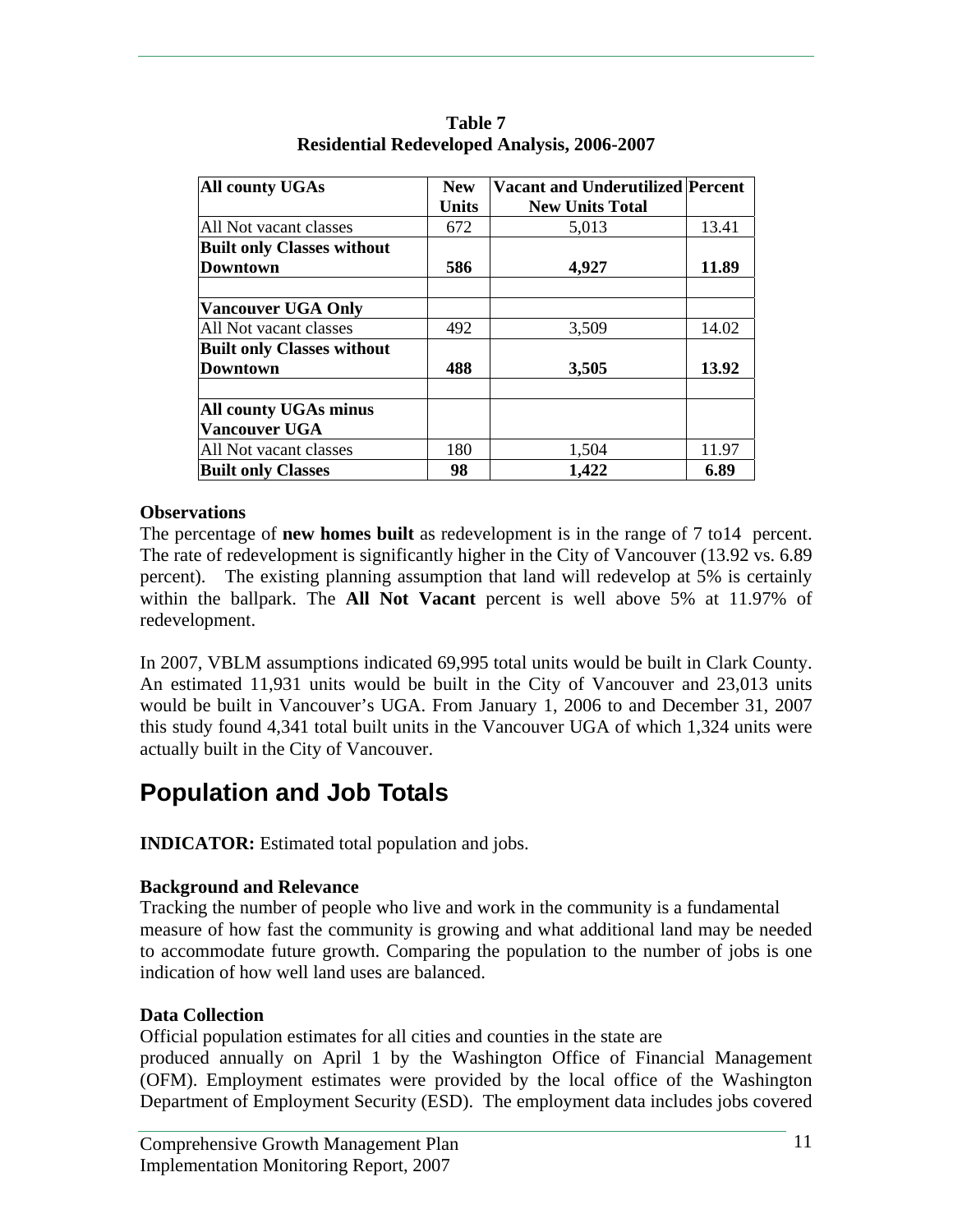**Table 7**
**Residential Redeveloped Analysis, 2006-2007**

| **All county UGAs** | **New Units** | **Vacant and Underutilized New Units Total** | **Percent** |
|---|---|---|---|
| All Not vacant classes | 672 | 5,013 | 13.41 |
| **Built only Classes without Downtown** | **586** | **4,927** | **11.89** |
| | | | |
| **Vancouver UGA Only** | | | |
| All Not vacant classes | 492 | 3,509 | 14.02 |
| **Built only Classes without Downtown** | **488** | **3,505** | **13.92** |
| | | | |
| **All county UGAs minus Vancouver UGA** | | | |
| All Not vacant classes | 180 | 1,504 | 11.97 |
| **Built only Classes** | **98** | **1,422** | **6.89** |

**Observations**

The percentage of **new homes built** as redevelopment is in the range of 7 to14 percent. The rate of redevelopment is significantly higher in the City of Vancouver (13.92 vs. 6.89 percent). The existing planning assumption that land will redevelop at 5% is certainly within the ballpark. The **All Not Vacant** percent is well above 5% at 11.97% of redevelopment.

In 2007, VBLM assumptions indicated 69,995 total units would be built in Clark County. An estimated 11,931 units would be built in the City of Vancouver and 23,013 units would be built in Vancouver's UGA. From January 1, 2006 to and December 31, 2007 this study found 4,341 total built units in the Vancouver UGA of which 1,324 units were actually built in the City of Vancouver.

# Population and Job Totals

**INDICATOR:** Estimated total population and jobs.

**Background and Relevance**

Tracking the number of people who live and work in the community is a fundamental measure of how fast the community is growing and what additional land may be needed to accommodate future growth. Comparing the population to the number of jobs is one indication of how well land uses are balanced.

**Data Collection**

Official population estimates for all cities and counties in the state are produced annually on April 1 by the Washington Office of Financial Management (OFM). Employment estimates were provided by the local office of the Washington Department of Employment Security (ESD). The employment data includes jobs covered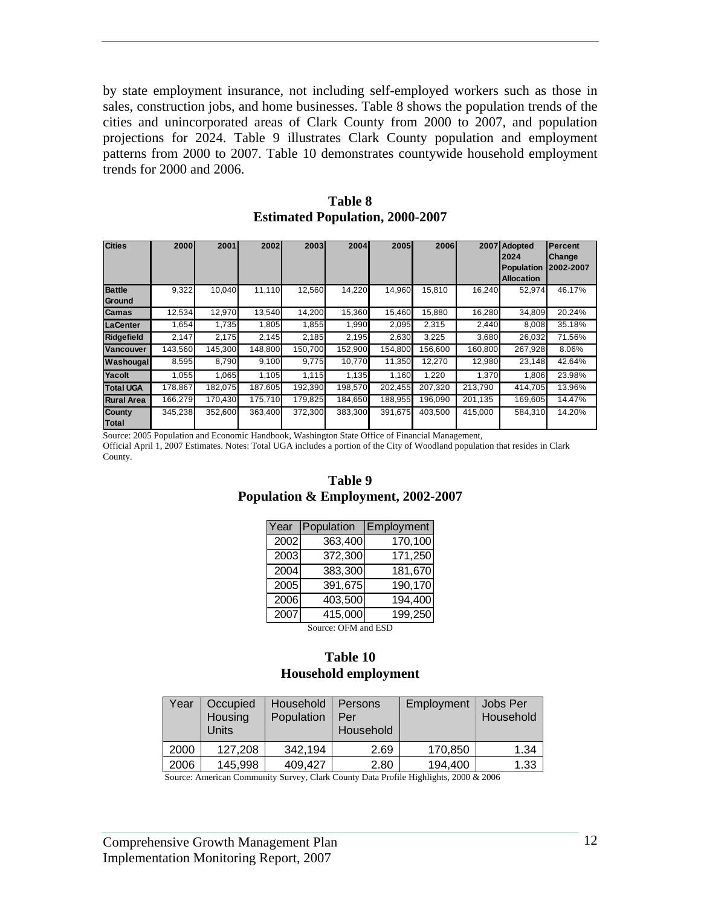by state employment insurance, not including self-employed workers such as those in sales, construction jobs, and home businesses. Table 8 shows the population trends of the cities and unincorporated areas of Clark County from 2000 to 2007, and population projections for 2024. Table 9 illustrates Clark County population and employment patterns from 2000 to 2007. Table 10 demonstrates countywide household employment trends for 2000 and 2006.

**Table 8**
**Estimated Population, 2000-2007**

| Cities | 2000 | 2001 | 2002 | 2003 | 2004 | 2005 | 2006 | 2007 | Adopted 2024 Population Allocation | Percent Change 2002-2007 |
|---|---|---|---|---|---|---|---|---|---|---|
| Battle Ground | 9,322 | 10,040 | 11,110 | 12,560 | 14,220 | 14,960 | 15,810 | 16,240 | 52,974 | 46.17% |
| Camas | 12,534 | 12,970 | 13,540 | 14,200 | 15,360 | 15,460 | 15,880 | 16,280 | 34,809 | 20.24% |
| LaCenter | 1,654 | 1,735 | 1,805 | 1,855 | 1,990 | 2,095 | 2,315 | 2,440 | 8,008 | 35.18% |
| Ridgefield | 2,147 | 2,175 | 2,145 | 2,185 | 2,195 | 2,630 | 3,225 | 3,680 | 26,032 | 71.56% |
| Vancouver | 143,560 | 145,300 | 148,800 | 150,700 | 152,900 | 154,800 | 156,600 | 160,800 | 267,928 | 8.06% |
| Washougal | 8,595 | 8,790 | 9,100 | 9,775 | 10,770 | 11,350 | 12,270 | 12,980 | 23,148 | 42.64% |
| Yacolt | 1,055 | 1,065 | 1,105 | 1,115 | 1,135 | 1,160 | 1,220 | 1,370 | 1,806 | 23.98% |
| Total UGA | 178,867 | 182,075 | 187,605 | 192,390 | 198,570 | 202,455 | 207,320 | 213,790 | 414,705 | 13.96% |
| Rural Area | 166,279 | 170,430 | 175,710 | 179,825 | 184,650 | 188,955 | 196,090 | 201,135 | 169,605 | 14.47% |
| County Total | 345,238 | 352,600 | 363,400 | 372,300 | 383,300 | 391,675 | 403,500 | 415,000 | 584,310 | 14.20% |

Source: 2005 Population and Economic Handbook, Washington State Office of Financial Management, Official April 1, 2007 Estimates. Notes: Total UGA includes a portion of the City of Woodland population that resides in Clark County.

**Table 9**
**Population & Employment, 2002-2007**

| Year | Population | Employment |
|---|---|---|
| 2002 | 363,400 | 170,100 |
| 2003 | 372,300 | 171,250 |
| 2004 | 383,300 | 181,670 |
| 2005 | 391,675 | 190,170 |
| 2006 | 403,500 | 194,400 |
| 2007 | 415,000 | 199,250 |

Source: OFM and ESD

**Table 10**
**Household employment**

| Year | Occupied Housing Units | Household Population | Persons Per Household | Employment | Jobs Per Household |
|---|---|---|---|---|---|
| 2000 | 127,208 | 342,194 | 2.69 | 170,850 | 1.34 |
| 2006 | 145,998 | 409,427 | 2.80 | 194,400 | 1.33 |

Source: American Community Survey, Clark County Data Profile Highlights, 2000 & 2006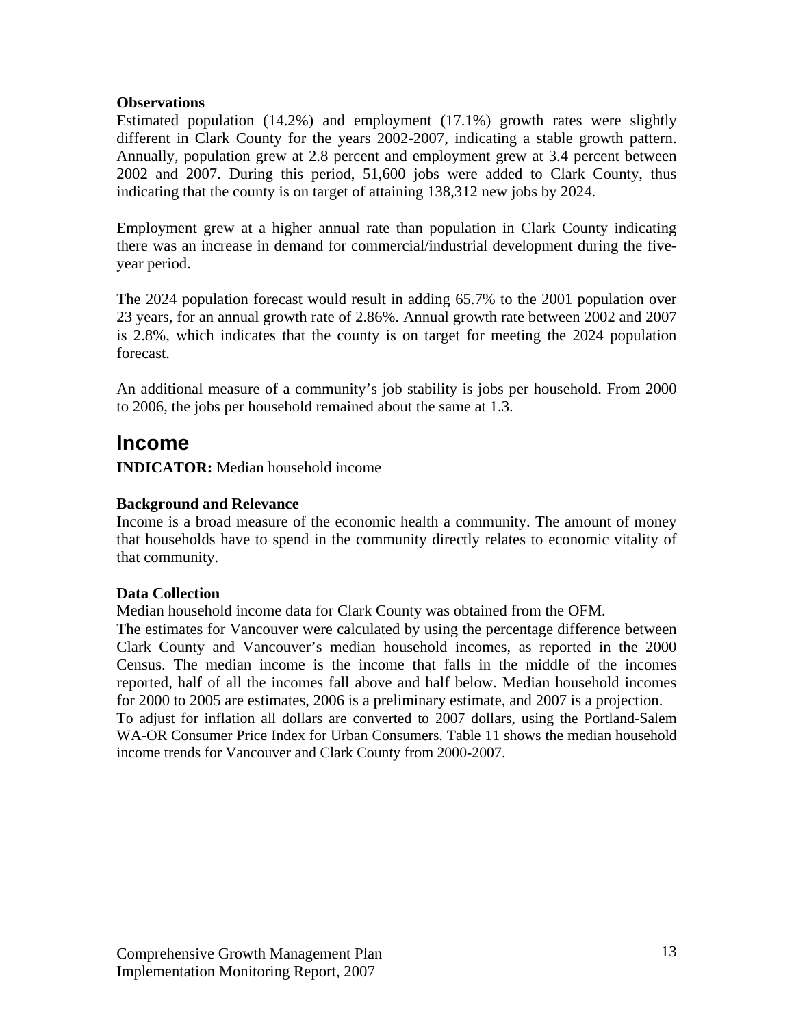**Observations**

Estimated population (14.2%) and employment (17.1%) growth rates were slightly different in Clark County for the years 2002-2007, indicating a stable growth pattern. Annually, population grew at 2.8 percent and employment grew at 3.4 percent between 2002 and 2007. During this period, 51,600 jobs were added to Clark County, thus indicating that the county is on target of attaining 138,312 new jobs by 2024.

Employment grew at a higher annual rate than population in Clark County indicating there was an increase in demand for commercial/industrial development during the five-year period.

The 2024 population forecast would result in adding 65.7% to the 2001 population over 23 years, for an annual growth rate of 2.86%. Annual growth rate between 2002 and 2007 is 2.8%, which indicates that the county is on target for meeting the 2024 population forecast.

An additional measure of a community's job stability is jobs per household. From 2000 to 2006, the jobs per household remained about the same at 1.3.

## Income

**INDICATOR:** Median household income

**Background and Relevance**

Income is a broad measure of the economic health a community. The amount of money that households have to spend in the community directly relates to economic vitality of that community.

**Data Collection**

Median household income data for Clark County was obtained from the OFM.

The estimates for Vancouver were calculated by using the percentage difference between Clark County and Vancouver's median household incomes, as reported in the 2000 Census. The median income is the income that falls in the middle of the incomes reported, half of all the incomes fall above and half below. Median household incomes for 2000 to 2005 are estimates, 2006 is a preliminary estimate, and 2007 is a projection.

To adjust for inflation all dollars are converted to 2007 dollars, using the Portland-Salem WA-OR Consumer Price Index for Urban Consumers. Table 11 shows the median household income trends for Vancouver and Clark County from 2000-2007.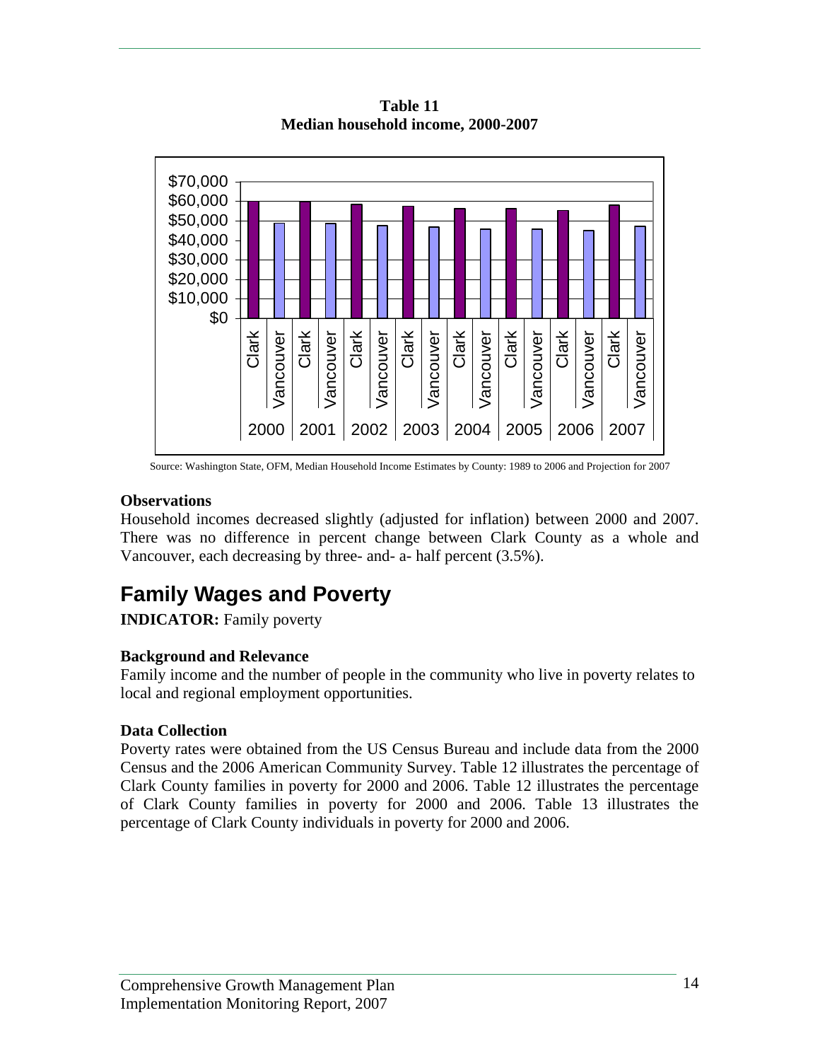**Table 11**
**Median household income, 2000-2007**

Source: Washington State, OFM, Median Household Income Estimates by County: 1989 to 2006 and Projection for 2007

**Observations**

Household incomes decreased slightly (adjusted for inflation) between 2000 and 2007. There was no difference in percent change between Clark County as a whole and Vancouver, each decreasing by three- and- a- half percent (3.5%).

## Family Wages and Poverty

**INDICATOR:** Family poverty

**Background and Relevance**

Family income and the number of people in the community who live in poverty relates to local and regional employment opportunities.

**Data Collection**

Poverty rates were obtained from the US Census Bureau and include data from the 2000 Census and the 2006 American Community Survey. Table 12 illustrates the percentage of Clark County families in poverty for 2000 and 2006. Table 12 illustrates the percentage of Clark County families in poverty for 2000 and 2006. Table 13 illustrates the percentage of Clark County individuals in poverty for 2000 and 2006.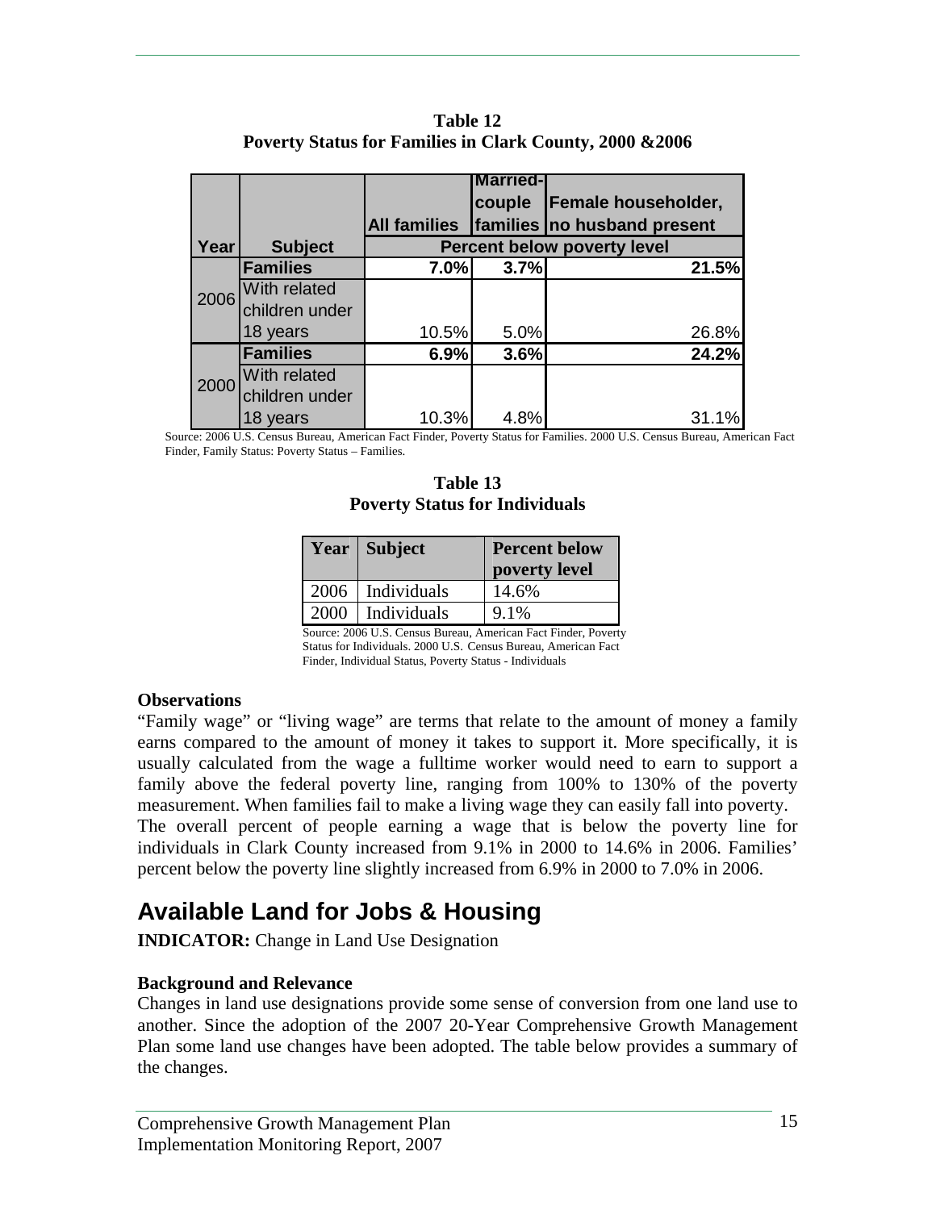**Table 12**
**Poverty Status for Families in Clark County, 2000 &2006**

| Year | Subject | All families | Married-couple families | Female householder, no husband present |
|---|---|---|---|---|
| | | Percent below poverty level | | |
| 2006 | **Families** | **7.0%** | **3.7%** | **21.5%** |
| | With related children under 18 years | 10.5% | 5.0% | 26.8% |
| 2000 | **Families** | **6.9%** | **3.6%** | **24.2%** |
| | With related children under 18 years | 10.3% | 4.8% | 31.1% |

Source: 2006 U.S. Census Bureau, American Fact Finder, Poverty Status for Families. 2000 U.S. Census Bureau, American Fact Finder, Family Status: Poverty Status – Families.

**Table 13**
**Poverty Status for Individuals**

| Year | Subject | Percent below poverty level |
|---|---|---|
| 2006 | Individuals | 14.6% |
| 2000 | Individuals | 9.1% |

Source: 2006 U.S. Census Bureau, American Fact Finder, Poverty Status for Individuals. 2000 U.S. Census Bureau, American Fact Finder, Individual Status, Poverty Status - Individuals

**Observations**

"Family wage" or "living wage" are terms that relate to the amount of money a family earns compared to the amount of money it takes to support it. More specifically, it is usually calculated from the wage a fulltime worker would need to earn to support a family above the federal poverty line, ranging from 100% to 130% of the poverty measurement. When families fail to make a living wage they can easily fall into poverty.
The overall percent of people earning a wage that is below the poverty line for individuals in Clark County increased from 9.1% in 2000 to 14.6% in 2006. Families' percent below the poverty line slightly increased from 6.9% in 2000 to 7.0% in 2006.

## Available Land for Jobs & Housing

**INDICATOR:** Change in Land Use Designation

**Background and Relevance**

Changes in land use designations provide some sense of conversion from one land use to another. Since the adoption of the 2007 20-Year Comprehensive Growth Management Plan some land use changes have been adopted. The table below provides a summary of the changes.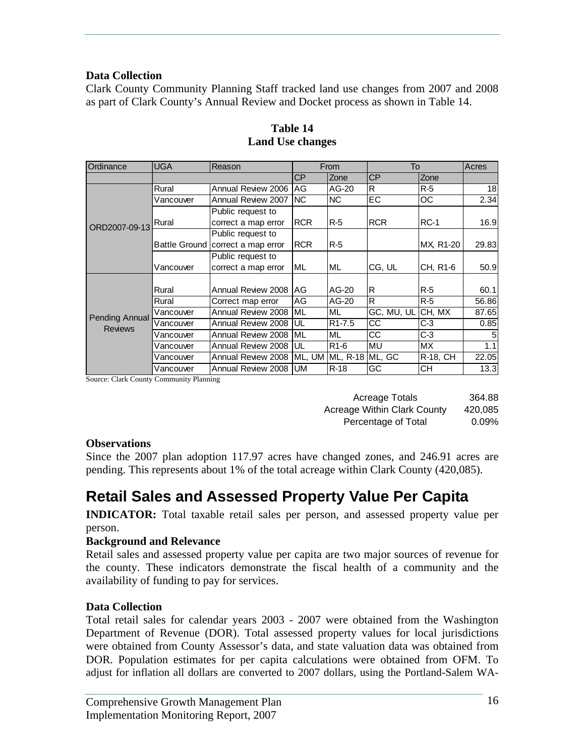**Data Collection**

Clark County Community Planning Staff tracked land use changes from 2007 and 2008 as part of Clark County's Annual Review and Docket process as shown in Table 14.

**Table 14**
**Land Use changes**

| Ordinance | UGA | Reason | From | | To | | Acres |
|---|---|---|---|---|---|---|---|
| | | | CP | Zone | CP | Zone | |
| ORD2007-09-13 | Rural | Annual Review 2006 | AG | AG-20 | R | R-5 | 18 |
| | Vancouver | Annual Review 2007 | NC | NC | EC | OC | 2.34 |
| | Rural | Public request to correct a map error | RCR | R-5 | RCR | RC-1 | 16.9 |
| | Battle Ground | Public request to correct a map error | RCR | R-5 | | MX, R1-20 | 29.83 |
| | Vancouver | Public request to correct a map error | ML | ML | CG, UL | CH, R1-6 | 50.9 |
| Pending Annual Reviews | Rural | Annual Review 2008 | AG | AG-20 | R | R-5 | 60.1 |
| | Rural | Correct map error | AG | AG-20 | R | R-5 | 56.86 |
| | Vancouver | Annual Review 2008 | ML | ML | GC, MU, UL | CH, MX | 87.65 |
| | Vancouver | Annual Review 2008 | UL | R1-7.5 | CC | C-3 | 0.85 |
| | Vancouver | Annual Review 2008 | ML | ML | CC | C-3 | 5 |
| | Vancouver | Annual Review 2008 | UL | R1-6 | MU | MX | 1.1 |
| | Vancouver | Annual Review 2008 | ML, UM | ML, R-18 | ML, GC | R-18, CH | 22.05 |
| | Vancouver | Annual Review 2008 | UM | R-18 | GC | CH | 13.3 |

Source: Clark County Community Planning

| | |
|---|---|
| Acreage Totals | 364.88 |
| Acreage Within Clark County | 420,085 |
| Percentage of Total | 0.09% |

**Observations**

Since the 2007 plan adoption 117.97 acres have changed zones, and 246.91 acres are pending. This represents about 1% of the total acreage within Clark County (420,085).

# Retail Sales and Assessed Property Value Per Capita

**INDICATOR:** Total taxable retail sales per person, and assessed property value per person.

**Background and Relevance**

Retail sales and assessed property value per capita are two major sources of revenue for the county. These indicators demonstrate the fiscal health of a community and the availability of funding to pay for services.

**Data Collection**

Total retail sales for calendar years 2003 - 2007 were obtained from the Washington Department of Revenue (DOR). Total assessed property values for local jurisdictions were obtained from County Assessor's data, and state valuation data was obtained from DOR. Population estimates for per capita calculations were obtained from OFM. To adjust for inflation all dollars are converted to 2007 dollars, using the Portland-Salem WA-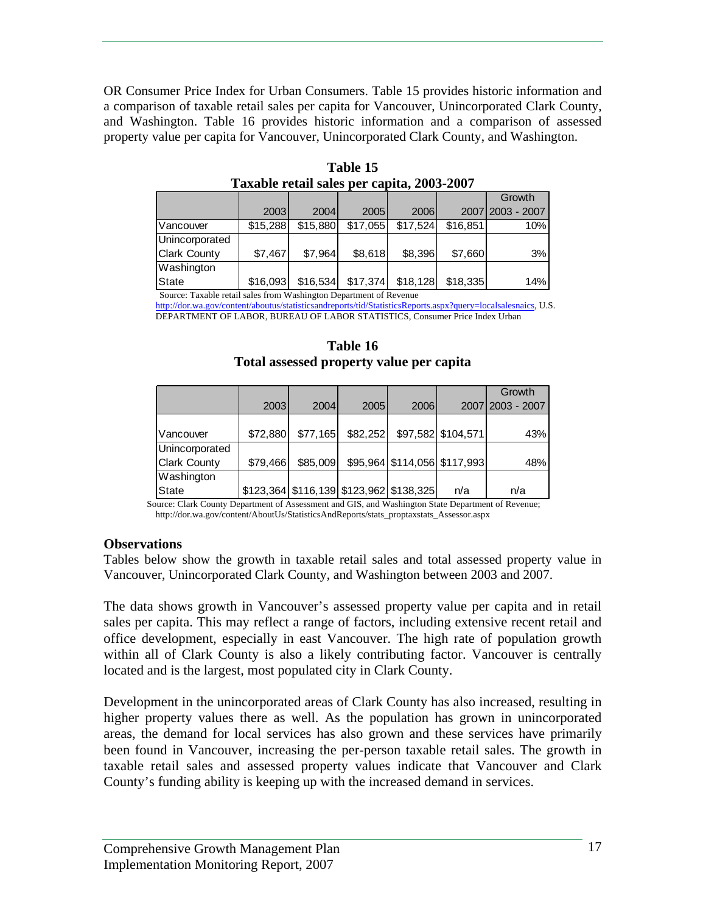OR Consumer Price Index for Urban Consumers. Table 15 provides historic information and a comparison of taxable retail sales per capita for Vancouver, Unincorporated Clark County, and Washington. Table 16 provides historic information and a comparison of assessed property value per capita for Vancouver, Unincorporated Clark County, and Washington.

**Table 15**
**Taxable retail sales per capita, 2003-2007**

| | 2003 | 2004 | 2005 | 2006 | 2007 | Growth 2003 - 2007 |
|---|---|---|---|---|---|---|
| Vancouver | $15,288 | $15,880 | $17,055 | $17,524 | $16,851 | 10% |
| Unincorporated Clark County | $7,467 | $7,964 | $8,618 | $8,396 | $7,660 | 3% |
| Washington State | $16,093 | $16,534 | $17,374 | $18,128 | $18,335 | 14% |

Source: Taxable retail sales from Washington Department of Revenue http://dor.wa.gov/content/aboutus/statisticsandreports/tid/StatisticsReports.aspx?query=localsalesnaics, U.S. DEPARTMENT OF LABOR, BUREAU OF LABOR STATISTICS, Consumer Price Index Urban

**Table 16**
**Total assessed property value per capita**

| | 2003 | 2004 | 2005 | 2006 | 2007 | Growth 2003 - 2007 |
|---|---|---|---|---|---|---|
| Vancouver | $72,880 | $77,165 | $82,252 | $97,582 | $104,571 | 43% |
| Unincorporated Clark County | $79,466 | $85,009 | $95,964 | $114,056 | $117,993 | 48% |
| Washington State | $123,364 | $116,139 | $123,962 | $138,325 | n/a | n/a |

Source: Clark County Department of Assessment and GIS, and Washington State Department of Revenue; http://dor.wa.gov/content/AboutUs/StatisticsAndReports/stats_proptaxstats_Assessor.aspx

### Observations

Tables below show the growth in taxable retail sales and total assessed property value in Vancouver, Unincorporated Clark County, and Washington between 2003 and 2007.

The data shows growth in Vancouver's assessed property value per capita and in retail sales per capita. This may reflect a range of factors, including extensive recent retail and office development, especially in east Vancouver. The high rate of population growth within all of Clark County is also a likely contributing factor. Vancouver is centrally located and is the largest, most populated city in Clark County.

Development in the unincorporated areas of Clark County has also increased, resulting in higher property values there as well. As the population has grown in unincorporated areas, the demand for local services has also grown and these services have primarily been found in Vancouver, increasing the per-person taxable retail sales. The growth in taxable retail sales and assessed property values indicate that Vancouver and Clark County's funding ability is keeping up with the increased demand in services.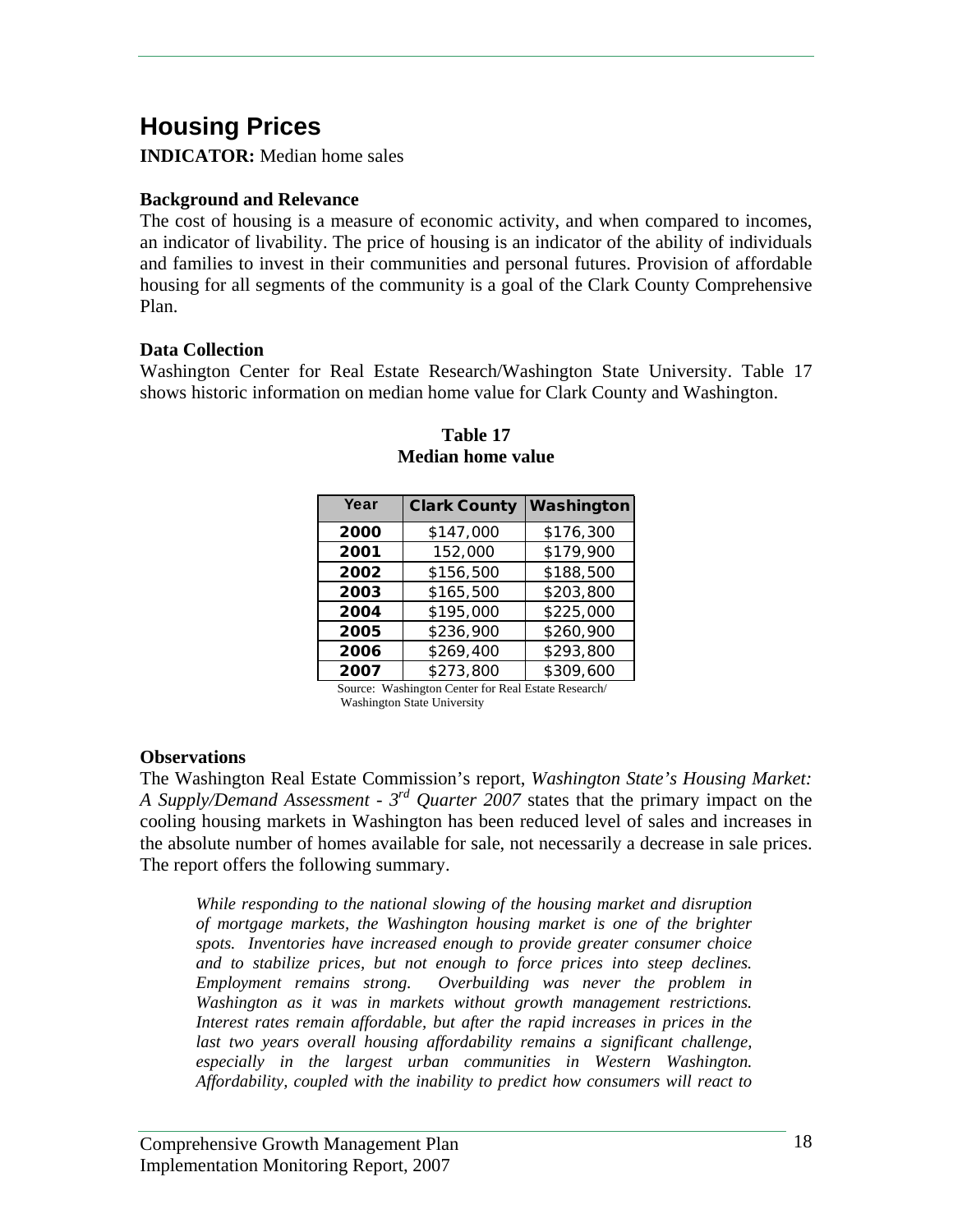## Housing Prices

**INDICATOR:** Median home sales

**Background and Relevance**

The cost of housing is a measure of economic activity, and when compared to incomes, an indicator of livability. The price of housing is an indicator of the ability of individuals and families to invest in their communities and personal futures. Provision of affordable housing for all segments of the community is a goal of the Clark County Comprehensive Plan.

**Data Collection**

Washington Center for Real Estate Research/Washington State University. Table 17 shows historic information on median home value for Clark County and Washington.

**Table 17**
**Median home value**

| Year | Clark County | Washington |
|---|---|---|
| **2000** | $147,000 | $176,300 |
| **2001** | 152,000 | $179,900 |
| **2002** | $156,500 | $188,500 |
| **2003** | $165,500 | $203,800 |
| **2004** | $195,000 | $225,000 |
| **2005** | $236,900 | $260,900 |
| **2006** | $269,400 | $293,800 |
| **2007** | $273,800 | $309,600 |

Source: Washington Center for Real Estate Research/ Washington State University

**Observations**

The Washington Real Estate Commission's report, *Washington State's Housing Market: A Supply/Demand Assessment - 3rd Quarter 2007* states that the primary impact on the cooling housing markets in Washington has been reduced level of sales and increases in the absolute number of homes available for sale, not necessarily a decrease in sale prices. The report offers the following summary.

> *While responding to the national slowing of the housing market and disruption of mortgage markets, the Washington housing market is one of the brighter spots. Inventories have increased enough to provide greater consumer choice and to stabilize prices, but not enough to force prices into steep declines. Employment remains strong. Overbuilding was never the problem in Washington as it was in markets without growth management restrictions. Interest rates remain affordable, but after the rapid increases in prices in the last two years overall housing affordability remains a significant challenge, especially in the largest urban communities in Western Washington. Affordability, coupled with the inability to predict how consumers will react to*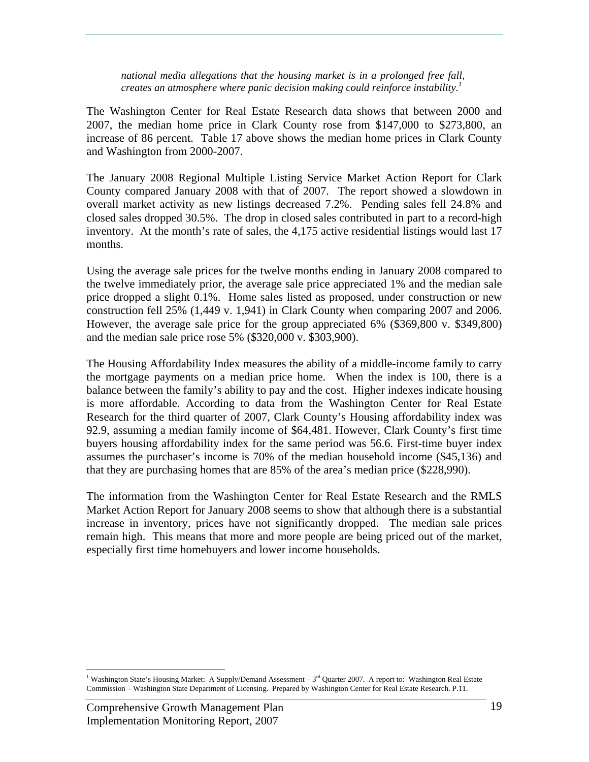*national media allegations that the housing market is in a prolonged free fall, creates an atmosphere where panic decision making could reinforce instability.*[1]

The Washington Center for Real Estate Research data shows that between 2000 and 2007, the median home price in Clark County rose from $147,000 to $273,800, an increase of 86 percent. Table 17 above shows the median home prices in Clark County and Washington from 2000-2007.

The January 2008 Regional Multiple Listing Service Market Action Report for Clark County compared January 2008 with that of 2007. The report showed a slowdown in overall market activity as new listings decreased 7.2%. Pending sales fell 24.8% and closed sales dropped 30.5%. The drop in closed sales contributed in part to a record-high inventory. At the month's rate of sales, the 4,175 active residential listings would last 17 months.

Using the average sale prices for the twelve months ending in January 2008 compared to the twelve immediately prior, the average sale price appreciated 1% and the median sale price dropped a slight 0.1%. Home sales listed as proposed, under construction or new construction fell 25% (1,449 v. 1,941) in Clark County when comparing 2007 and 2006. However, the average sale price for the group appreciated 6% ($369,800 v. $349,800) and the median sale price rose 5% ($320,000 v. $303,900).

The Housing Affordability Index measures the ability of a middle-income family to carry the mortgage payments on a median price home. When the index is 100, there is a balance between the family's ability to pay and the cost. Higher indexes indicate housing is more affordable. According to data from the Washington Center for Real Estate Research for the third quarter of 2007, Clark County's Housing affordability index was 92.9, assuming a median family income of $64,481. However, Clark County's first time buyers housing affordability index for the same period was 56.6. First-time buyer index assumes the purchaser's income is 70% of the median household income ($45,136) and that they are purchasing homes that are 85% of the area's median price ($228,990).

The information from the Washington Center for Real Estate Research and the RMLS Market Action Report for January 2008 seems to show that although there is a substantial increase in inventory, prices have not significantly dropped. The median sale prices remain high. This means that more and more people are being priced out of the market, especially first time homebuyers and lower income households.

---

[1] Washington State's Housing Market: A Supply/Demand Assessment – 3rd Quarter 2007. A report to: Washington Real Estate Commission – Washington State Department of Licensing. Prepared by Washington Center for Real Estate Research. P.11.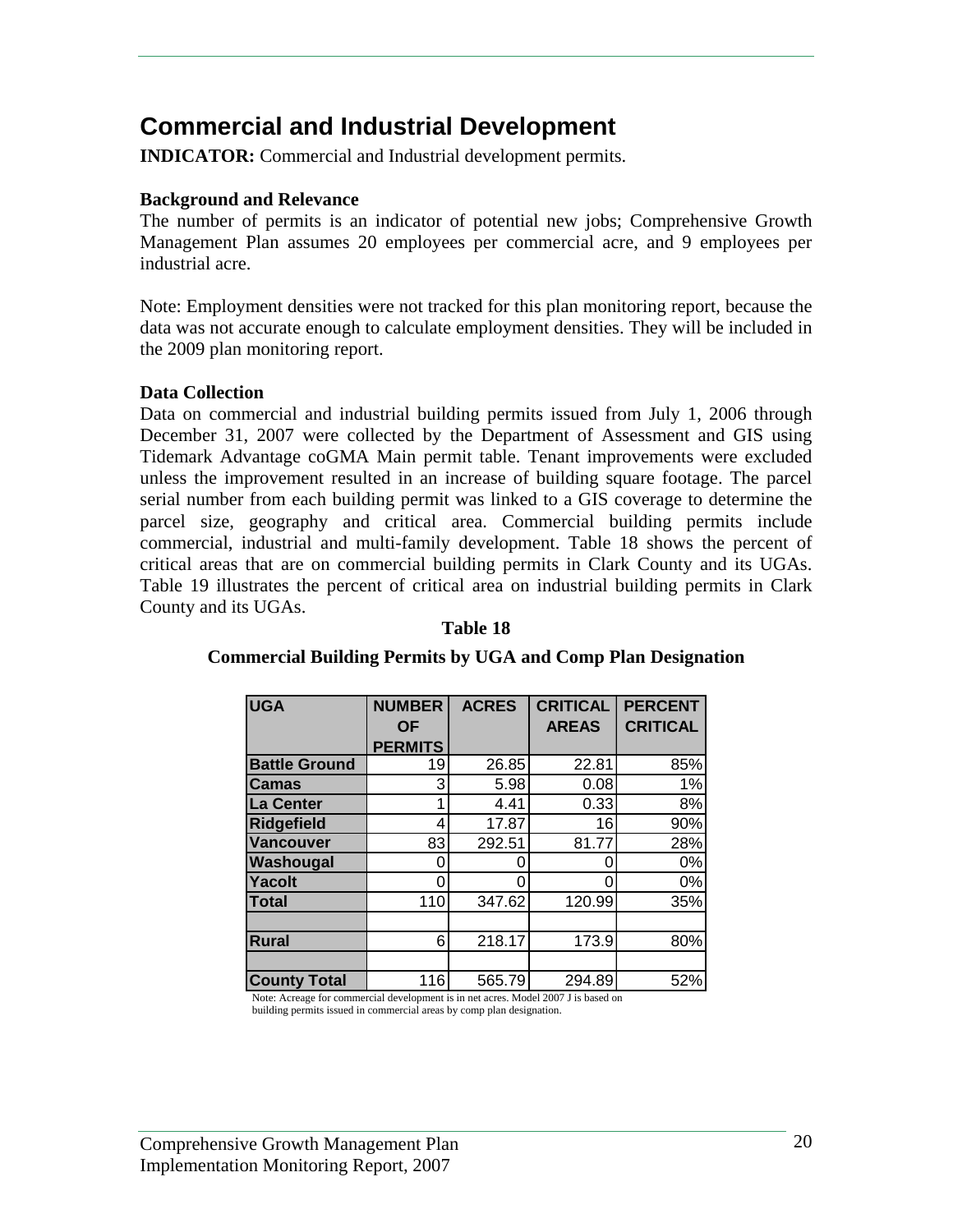## Commercial and Industrial Development

**INDICATOR:** Commercial and Industrial development permits.

**Background and Relevance**

The number of permits is an indicator of potential new jobs; Comprehensive Growth Management Plan assumes 20 employees per commercial acre, and 9 employees per industrial acre.

Note: Employment densities were not tracked for this plan monitoring report, because the data was not accurate enough to calculate employment densities. They will be included in the 2009 plan monitoring report.

**Data Collection**

Data on commercial and industrial building permits issued from July 1, 2006 through December 31, 2007 were collected by the Department of Assessment and GIS using Tidemark Advantage coGMA Main permit table. Tenant improvements were excluded unless the improvement resulted in an increase of building square footage. The parcel serial number from each building permit was linked to a GIS coverage to determine the parcel size, geography and critical area. Commercial building permits include commercial, industrial and multi-family development. Table 18 shows the percent of critical areas that are on commercial building permits in Clark County and its UGAs. Table 19 illustrates the percent of critical area on industrial building permits in Clark County and its UGAs.

**Table 18**

**Commercial Building Permits by UGA and Comp Plan Designation**

| UGA | NUMBER OF PERMITS | ACRES | CRITICAL AREAS | PERCENT CRITICAL |
|---|---|---|---|---|
| **Battle Ground** | 19 | 26.85 | 22.81 | 85% |
| **Camas** | 3 | 5.98 | 0.08 | 1% |
| **La Center** | 1 | 4.41 | 0.33 | 8% |
| **Ridgefield** | 4 | 17.87 | 16 | 90% |
| **Vancouver** | 83 | 292.51 | 81.77 | 28% |
| **Washougal** | 0 | 0 | 0 | 0% |
| **Yacolt** | 0 | 0 | 0 | 0% |
| **Total** | 110 | 347.62 | 120.99 | 35% |
| | | | | |
| **Rural** | 6 | 218.17 | 173.9 | 80% |
| | | | | |
| **County Total** | 116 | 565.79 | 294.89 | 52% |

Note: Acreage for commercial development is in net acres. Model 2007 J is based on building permits issued in commercial areas by comp plan designation.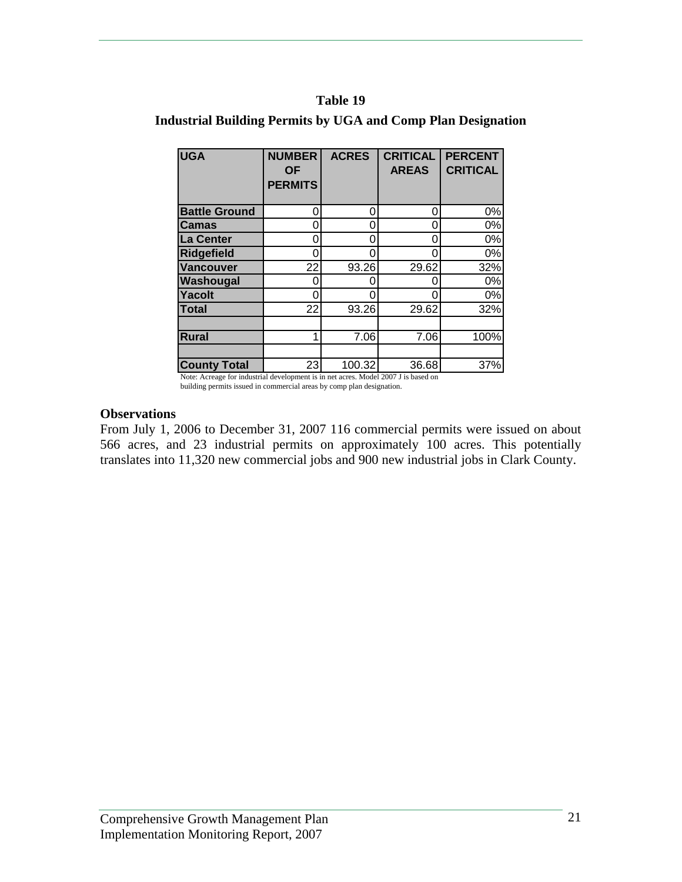**Table 19**

**Industrial Building Permits by UGA and Comp Plan Designation**

| UGA | NUMBER OF PERMITS | ACRES | CRITICAL AREAS | PERCENT CRITICAL |
|---|---|---|---|---|
| Battle Ground | 0 | 0 | 0 | 0% |
| Camas | 0 | 0 | 0 | 0% |
| La Center | 0 | 0 | 0 | 0% |
| Ridgefield | 0 | 0 | 0 | 0% |
| Vancouver | 22 | 93.26 | 29.62 | 32% |
| Washougal | 0 | 0 | 0 | 0% |
| Yacolt | 0 | 0 | 0 | 0% |
| Total | 22 | 93.26 | 29.62 | 32% |
| | | | | |
| Rural | 1 | 7.06 | 7.06 | 100% |
| | | | | |
| County Total | 23 | 100.32 | 36.68 | 37% |

Note: Acreage for industrial development is in net acres. Model 2007 J is based on building permits issued in commercial areas by comp plan designation.

### Observations

From July 1, 2006 to December 31, 2007 116 commercial permits were issued on about 566 acres, and 23 industrial permits on approximately 100 acres. This potentially translates into 11,320 new commercial jobs and 900 new industrial jobs in Clark County.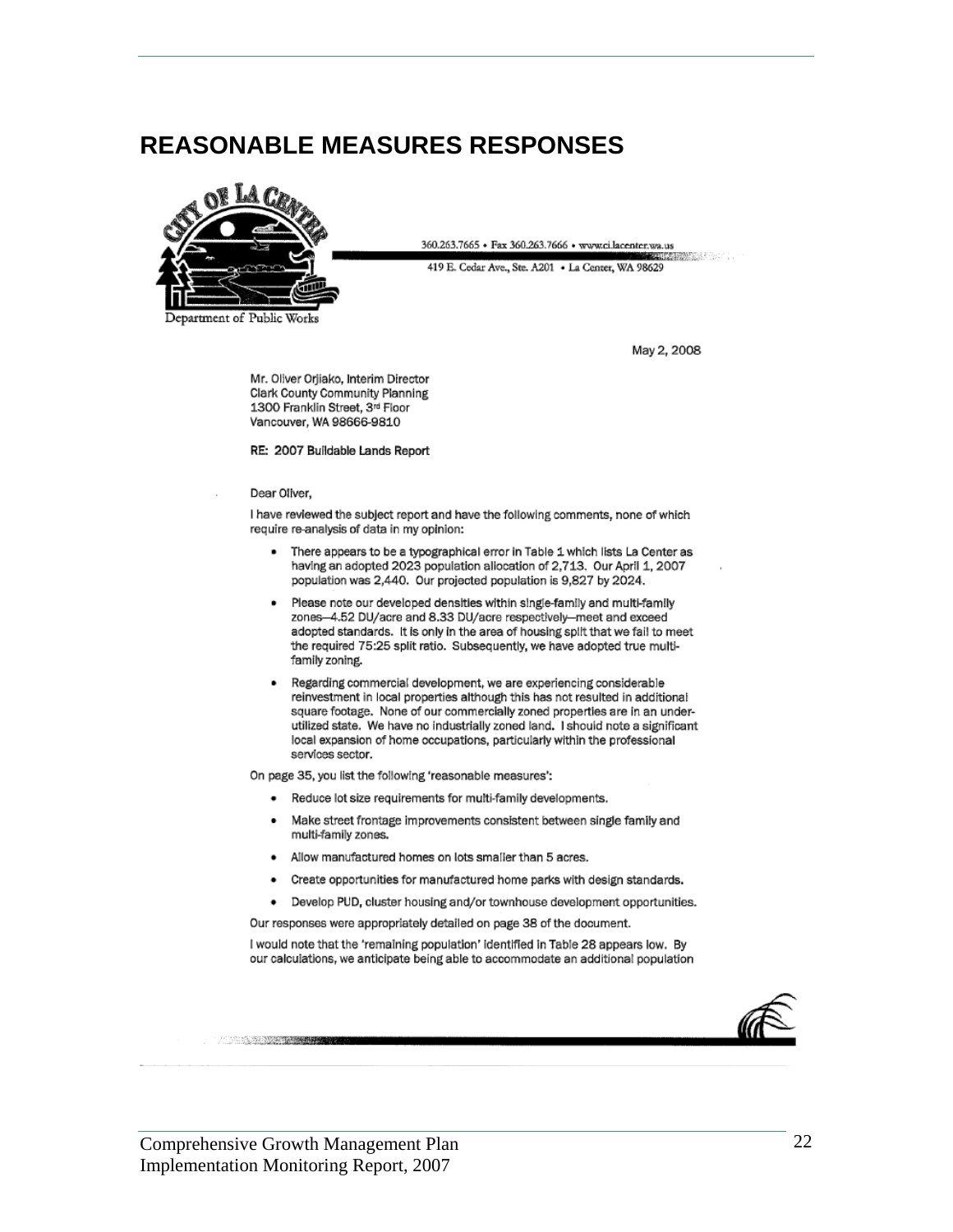# REASONABLE MEASURES RESPONSES

CITY OF LA CENTER

Department of Public Works

360.263.7665 • Fax 360.263.7666 • www.ci.lacenter.wa.us

419 E. Cedar Ave., Ste. A201 • La Center, WA 98629

May 2, 2008

Mr. Oliver Orjiako, Interim Director
Clark County Community Planning
1300 Franklin Street, 3rd Floor
Vancouver, WA 98666-9810

RE: 2007 Buildable Lands Report

Dear Oliver,

I have reviewed the subject report and have the following comments, none of which require re-analysis of data in my opinion:

- There appears to be a typographical error in Table 1 which lists La Center as having an adopted 2023 population allocation of 2,713. Our April 1, 2007 population was 2,440. Our projected population is 9,827 by 2024.
- Please note our developed densities within single-family and multi-family zones—4.52 DU/acre and 8.33 DU/acre respectively—meet and exceed adopted standards. It is only in the area of housing split that we fail to meet the required 75:25 split ratio. Subsequently, we have adopted true multi-family zoning.
- Regarding commercial development, we are experiencing considerable reinvestment in local properties although this has not resulted in additional square footage. None of our commercially zoned properties are in an under-utilized state. We have no industrially zoned land. I should note a significant local expansion of home occupations, particularly within the professional services sector.

On page 35, you list the following 'reasonable measures':

- Reduce lot size requirements for multi-family developments.
- Make street frontage improvements consistent between single family and multi-family zones.
- Allow manufactured homes on lots smaller than 5 acres.
- Create opportunities for manufactured home parks with design standards.
- Develop PUD, cluster housing and/or townhouse development opportunities.

Our responses were appropriately detailed on page 38 of the document.

I would note that the 'remaining population' identified in Table 28 appears low. By our calculations, we anticipate being able to accommodate an additional population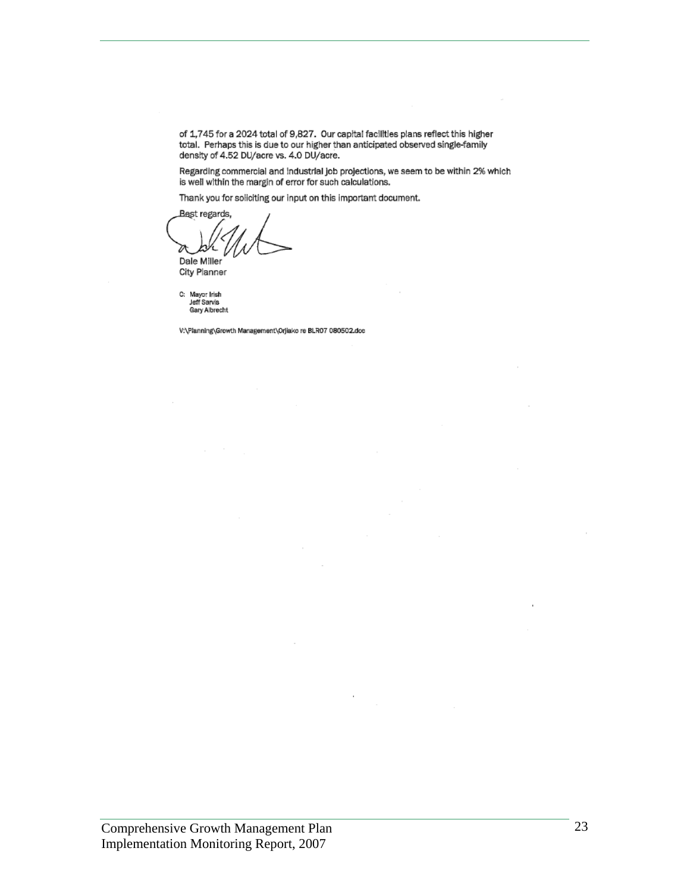of 1,745 for a 2024 total of 9,827. Our capital facilities plans reflect this higher total. Perhaps this is due to our higher than anticipated observed single-family density of 4.52 DU/acre vs. 4.0 DU/acre.

Regarding commercial and industrial job projections, we seem to be within 2% which is well within the margin of error for such calculations.

Thank you for soliciting our input on this important document.

Best regards,

Dale Miller
City Planner

C: Mayor Irish
Jeff Sarvis
Gary Albrecht

V:\Planning\Growth Management\Orjiako re BLR07 080502.doc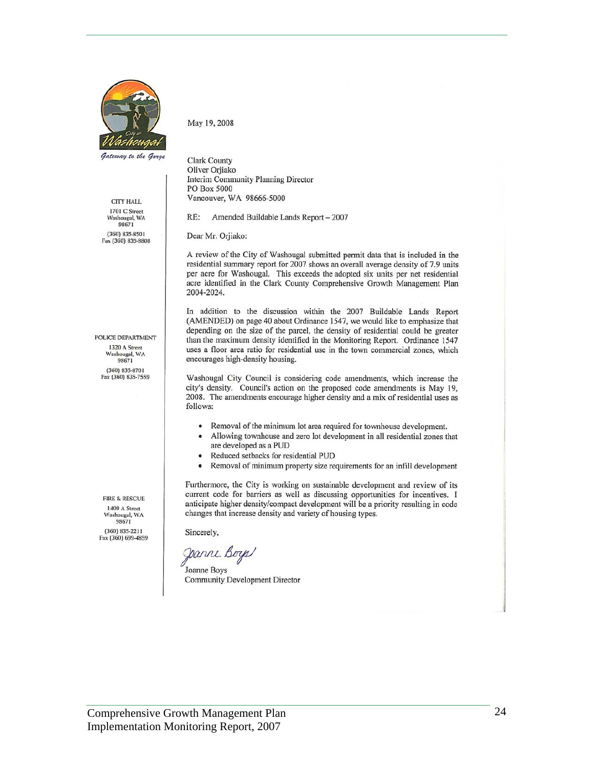City of Washougal

*Gateway to the Gorge*

CITY HALL
1701 C Street
Washougal, WA
98671
(360) 835-8501
Fax (360) 835-8808

POLICE DEPARTMENT
1320 A Street
Washougal, WA
98671
(360) 835-8701
Fax (360) 835-7559

FIRE & RESCUE
1400 A Street
Washougal, WA
98671
(360) 835-2211
Fax (360) 699-4859

May 19, 2008

Clark County
Oliver Orjiako
Interim Community Planning Director
PO Box 5000
Vancouver, WA 98666-5000

RE: Amended Buildable Lands Report – 2007

Dear Mr. Orjiako:

A review of the City of Washougal submitted permit data that is included in the residential summary report for 2007 shows an overall average density of 7.9 units per acre for Washougal. This exceeds the adopted six units per net residential acre identified in the Clark County Comprehensive Growth Management Plan 2004-2024.

In addition to the discussion within the 2007 Buildable Lands Report (AMENDED) on page 40 about Ordinance 1547, we would like to emphasize that depending on the size of the parcel, the density of residential could be greater than the maximum density identified in the Monitoring Report. Ordinance 1547 uses a floor area ratio for residential use in the town commercial zones, which encourages high-density housing.

Washougal City Council is considering code amendments, which increase the city's density. Council's action on the proposed code amendments is May 19, 2008. The amendments encourage higher density and a mix of residential uses as follows:

- Removal of the minimum lot area required for townhouse development.
- Allowing townhouse and zero lot development in all residential zones that are developed as a PUD
- Reduced setbacks for residential PUD
- Removal of minimum property size requirements for an infill development

Furthermore, the City is working on sustainable development and review of its current code for barriers as well as discussing opportunities for incentives. I anticipate higher density/compact development will be a priority resulting in code changes that increase density and variety of housing types.

Sincerely,

Joanne Boys

Joanne Boys
Community Development Director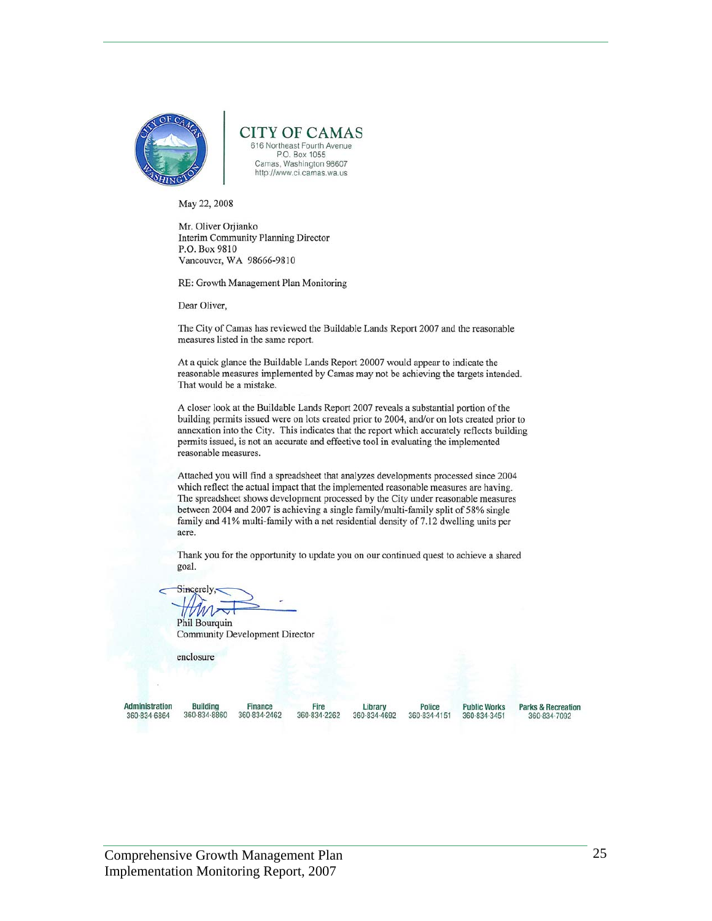**CITY OF CAMAS**
616 Northeast Fourth Avenue
P.O. Box 1055
Camas, Washington 98607
http://www.ci.camas.wa.us

May 22, 2008

Mr. Oliver Orjianko
Interim Community Planning Director
P.O. Box 9810
Vancouver, WA 98666-9810

RE: Growth Management Plan Monitoring

Dear Oliver,

The City of Camas has reviewed the Buildable Lands Report 2007 and the reasonable measures listed in the same report.

At a quick glance the Buildable Lands Report 20007 would appear to indicate the reasonable measures implemented by Camas may not be achieving the targets intended. That would be a mistake.

A closer look at the Buildable Lands Report 2007 reveals a substantial portion of the building permits issued were on lots created prior to 2004, and/or on lots created prior to annexation into the City. This indicates that the report which accurately reflects building permits issued, is not an accurate and effective tool in evaluating the implemented reasonable measures.

Attached you will find a spreadsheet that analyzes developments processed since 2004 which reflect the actual impact that the implemented reasonable measures are having. The spreadsheet shows development processed by the City under reasonable measures between 2004 and 2007 is achieving a single family/multi-family split of 58% single family and 41% multi-family with a net residential density of 7.12 dwelling units per acre.

Thank you for the opportunity to update you on our continued quest to achieve a shared goal.

Sincerely,

Phil Bourquin
Community Development Director

enclosure

| Administration | Building | Finance | Fire | Library | Police | Public Works | Parks & Recreation |
|---|---|---|---|---|---|---|---|
| 360·834·6864 | 360·834·8860 | 360·834·2462 | 360·834·2262 | 360·834·4692 | 360·834·4151 | 360·834·3451 | 360·834·7092 |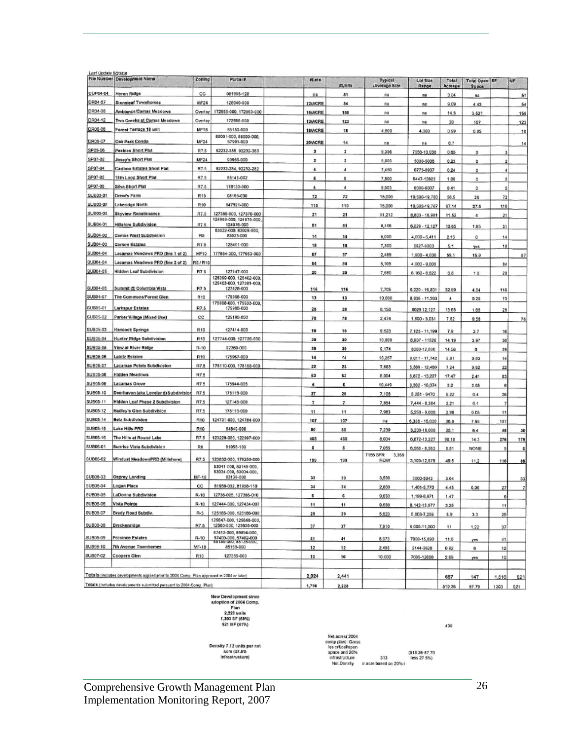Last Update 5/20/08

| File Number | Development Name | Zoning | Parcel # | | #Lots | #Units | Typical /Average Size | Lot Size Range | Total Acreage | Total Open Space | SF | MF |
|---|---|---|---|---|---|---|---|---|---|---|---|---|
| CUP04-04 | Heron Ridge | CC | 081958-128 | | na | 51 | na | na | 3.04 | na | | 51 |
| DR04-07 | Stoneleaf Townhomes | MF24 | 126040-000 | | 22/ACRE | 54 | na | na | 9.09 | 4.43 | | 54 |
| DR04-08 | Ambiance/Camas Meadows | Overlay | 172955-000, 172963-000 | | 16/ACRE | 158 | na | na | 14.5 | 3.52? | | 158 |
| DR04-12 | Two Creeks at Camas Meadows | Overlay | 172956-000 | | 13/ACRE | 123 | na | na | 20 | 10? | | 123 |
| DR05-06 | Forest Terrace 18 unit | MF18 | 85150-000 | | 18/ACRE | 18 | 4,000 | 4,000 | 0.99 | 0.85 | | 18 |
| DR05-07 | Oak Park Condo | MF24 | 88001-000, 88000-000, 87991-000 | | 20/ACRE | 14 | na | na | 0.7 | | | 14 |
| SP05-06 | Peebles Short Plat | R7.5 | 92232-358, 92232-360 | | 3 | 3 | 9,396 | 7556-13,038 | 0.65 | 0 | 3 | |
| SP07-02 | Josey's Short Plat | MF24 | 90956-000 | | 2 | 2 | 5,003 | 5000-5006 | 0.23 | 0 | 2 | |
| SP07-04 | Caribou Estates Short Plat | R7.5 | 92232-284, 92232-282 | | 4 | 4 | 7,450 | 6773-8907 | 0.24 | 0 | 4 | |
| SP07-05 | 18th Loop Short Plat | R7.5 | 85141-002 | | 5 | 5 | 7,800 | 6447-13823 | 1.08 | 0 | 5 | |
| SP07-06 | Silva Short Plat | R7.5 | 178133-000 | | 4 | 4 | 9,003 | 6000-9007 | 0.41 | 0 | 2 | |
| SUB03-01 | Drewfs Farm | R15 | 08195-030 | | 72 | 72 | 15,000 | 10,500-19,700 | 58.5 | 28 | 72 | |
| SUB03-02 | Lakeridge North | R10 | 847921-000 | | 110 | 110 | 15,000 | 10,502-19,787 | 67.14 | 27.5 | 110 | |
| SUB03-03 | Skyview Renaissance | R7.5 | 127385-000, 127370-000 | | 21 | 21 | 11,212 | 8,803 - 18,981 | 11.52 | 4 | 21 | |
| SUB04-01 | Hillshire Subdivision | R7.5 | 124969-000, 124975-000, 124976-000 | | 51 | 51 | 8,156 | 6,029 - 12,127 | 13.65 | 1.65 | 51 | |
| SUB04-02 | Camas West Subdivision | R5 | 83022-000, 83028-000, 83033-000 | | 14 | 14 | 5,000 | 4,000 - 6,411 | 2.13 | 0 | 14 | |
| SUB04-03 | Carson Estates | R7.5 | 125401-000 | | 18 | 18 | 7,300 | 6527-9000 | 5.1 | yes | 18 | |
| SUB04-04 | Lacamas Meadows PRD (line 1 of 2) | MF10 | 177664-000, 177663-000 | | 87 | 87 | 2,489 | 1,900 - 4,000 | 59.1 | 15.9 | | 87 |
| SUB04-04 | Lacamas Meadows PRD (line 2 of 2) | R5 / R10 | | | 84 | 84 | 5,166 | 4,000 - 9,000 | | | 84 | |
| SUB04-05 | Hidden Leaf Subdivision | R7.5 | 127147-000 | | 20 | 20 | 7,660 | 6,160 - 8,822 | 6.8 | 1.8 | 20 | |
| SUB04-06 | Summit @ Columbia Vista | R7.5 | 125399-000, 125402-000, 125403-000, 127381-000, 127426-000 | | 116 | 116 | 7,705 | 6,220 - 19,831 | 32.69 | 4.04 | 116 | |
| SUB04-07 | The Commons/Forest Glen | R10 | 175958-000 | | 13 | 13 | 10,000 | 8,936 - 11,393 | 4 | 0.25 | 13 | |
| SUB05-01 | Larkspur Estates | R7.5 | 175958-000, 175933-000, 175960-000 | | 28 | 28 | 8,158 | 5029 12,127 | 13.65 | 1.65 | 28 | |
| SUB05-02 | Parker Village (Mixed Use) | CC | 125190-000 | | 78 | 78 | 2,474 | 1,800 - 5,031 | 7.82 | 0.58 | | 78 |
| SUB05-03 | Hancock Springs | R10 | 127414-000 | | 16 | 16 | 9,623 | 7,125 - 11,199 | 7.9 | 2.7 | 16 | |
| SUB05-04 | Hunter Ridge Subdivision | R10 | 127744-000, 127726-000 | | 30 | 30 | 10,008 | 8,807 - 11526 | 14.19 | 3.97 | 30 | |
| SUB05-05 | View at River Ridge | R-10 | 92360-000 | | 39 | 39 | 9,174 | 8000-12,000 | 14.56 | 0 | 39 | |
| SUB05-06 | Laintz Estates | R10 | 175967-000 | | 14 | 14 | 10,267 | 9,011 - 11,742 | 5.01 | 0.83 | 14 | |
| SUB05-07 | Lacamas Pointe Subdivision | R7.5 | 178110-000, 178158-000 | | 22 | 22 | 7,683 | 5,309 - 12,480 | 7.24 | 0.92 | 22 | |
| SUB05-08 | Hidden Meadows | R7.5 | | | 63 | 63 | 8,004 | 6,872 - 13,227 | 17.47 | 2.41 | 63 | |
| SUB05-09 | Lacamas Grove | R7.5 | 175944-005 | | 6 | 6 | 10,449 | 8,302 - 16,074 | 3.2 | 0.65 | 6 | |
| SUB05-10 | Deerhaven (aka Loveland) Subdivision | R7.5 | 178118-000 | | 27 | 26 | 7,106 | 5,251 - 9470 | 6.22 | 0.4 | 26 | |
| SUB05-11 | Hidden Leaf Phase 2 Subdivision | R7.5 | 127146-000 | | 7 | 7 | 7,864 | 7,444 - 8,384 | 2.21 | 0.1 | 7 | |
| SUB05-12 | Hadley's Glen Subdivision | R7.5 | 178113-000 | | 11 | 11 | 7,983 | 5,250 - 9,000 | 2.98 | 0.05 | 11 | |
| SUB05-14 | Belz Subdivision | R10 | 124731-000, 124784-000 | | 107 | 107 | na | 6,338 - 15,000 | 36.9 | 7.93 | 107 | |
| SUB05-15 | Lake Hills PRD | R10 | 84848-000 | | 80 | 88 | 7,239 | 3,200-18,000 | 25.1 | 6.4 | 48 | 30 |
| SUB05-16 | The Hills at Round Lake | R7.5 | 123228-000, 122967-000 | | 455 | 455 | 8,004 | 6,872-13,227 | 90.18 | 14.3 | 276 | 179 |
| SUB06-01 | Sunrise Vista Subdivision | R6 | 81958-103 | | 5 | 5 | 7,055 | 6,666 - 8,563 | 0.81 | NONE | 5 | 0 |
| SUB06-02 | Windust MeadowsPRD (Millshore) | R7.5 | 123832-000, 178250-000 | | 199 | 199 | 7156 SFR 3,369 ROW | 3,100-12,879 | 49.5 | 11.2 | 110 | 89 |
| SUB06-03 | Osprey Landing | MF-18 | 83041-000, 83145-000, 83034-000, 83004-000, 83138-000 | | 33 | 33 | 3,500 | 3000-5943 | 3.04 | | | 33 |
| SUB06-04 | Logan Place | CC | 81958-002, 81958-110 | | 34 | 34 | 2,800 | 1,401-5,770 | 4.45 | 0.06 | 27 | 7 |
| SUB06-05 | LaDonna Subdivision | R-10 | 12738-005, 127386-010 | | 6 | 6 | 9,633 | 1,190-8,871 | 1.47 | | 6 | |
| SUB06-06 | Vista Pointe | R-10 | 127444-000, 127434-007 | | 11 | 11 | 9,680 | 8,142-13,977 | 3.25 | | 11 | |
| SUB06-07 | Brady Road Subdiv. | R-5 | 125185-000, 125186-000 | | 29 | 29 | 5,623 | 5,003-7,295 | 8.9 | 3.3 | 29 | |
| SUB06-08 | Breckenridge | R7.5 | 125647-000, 125648-000, 12560-000, 125636-000 | | 37 | 37 | 7,910 | 6,000-11,000 | 11 | 1.22 | 37 | |
| SUB06-09 | Province Estates | R-10 | 87412-000, 89894-000, 87400-000, 87402-000 | | 41 | 41 | 8,973 | 7000-15,890 | 11.8 | yes | 41 | |
| SUB06-10 | 7th Avenue Townhomes | MF-18 | 85140-000, 85138-000, 85159-000 | | 12 | 12 | 2,493 | 2144-3628 | 0.92 | 0 | 12 | |
| SUB07-02 | Coopers Glen | R10 | 127355-000 | | 10 | 10 | 10,000 | 7000-12000 | 2.69 | yes | 10 | |
| | | | | | | | | | | | | |
| Totals (includes developments applied prior to 2004 Comp. Plan approved in 2004 or later) | | | | | 2,024 | 2,441 | | | 657 | 147 | 1,516 | 921 |
| Totals (includes developments submitted pursuant to 2004 Comp. Plan) | | | | | 1,796 | 2,228 | | | 519.36 | 87.79 | 1303 | 921 |

New Development since adoption of 2004 Comp. Plan
2,228 units
1,303 SF (58%)
921 MF (41%)

430

Density 7.12 units per net acre (27.5% infrastructure)

Net acres( 2004 comp plan): Gross les critical/open space and 20% infrastructure — 313 — (519.36-87.79 less 27.5%)

Net Density — 'r acre based on 20% i

Comprehensive Growth Management Plan
Implementation Monitoring Report, 2007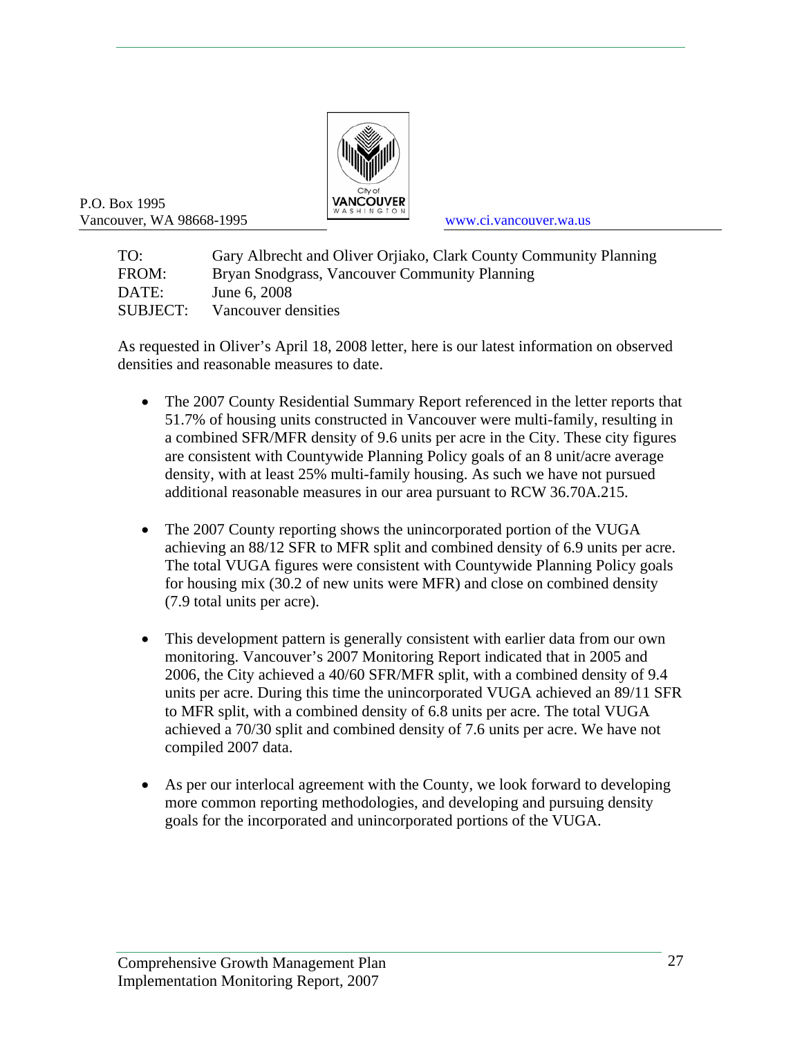P.O. Box 1995
Vancouver, WA 98668-1995

City of VANCOUVER WASHINGTON

www.ci.vancouver.wa.us

| | |
|---|---|
| TO: | Gary Albrecht and Oliver Orjiako, Clark County Community Planning |
| FROM: | Bryan Snodgrass, Vancouver Community Planning |
| DATE: | June 6, 2008 |
| SUBJECT: | Vancouver densities |

As requested in Oliver's April 18, 2008 letter, here is our latest information on observed densities and reasonable measures to date.

- The 2007 County Residential Summary Report referenced in the letter reports that 51.7% of housing units constructed in Vancouver were multi-family, resulting in a combined SFR/MFR density of 9.6 units per acre in the City. These city figures are consistent with Countywide Planning Policy goals of an 8 unit/acre average density, with at least 25% multi-family housing. As such we have not pursued additional reasonable measures in our area pursuant to RCW 36.70A.215.

- The 2007 County reporting shows the unincorporated portion of the VUGA achieving an 88/12 SFR to MFR split and combined density of 6.9 units per acre. The total VUGA figures were consistent with Countywide Planning Policy goals for housing mix (30.2 of new units were MFR) and close on combined density (7.9 total units per acre).

- This development pattern is generally consistent with earlier data from our own monitoring. Vancouver's 2007 Monitoring Report indicated that in 2005 and 2006, the City achieved a 40/60 SFR/MFR split, with a combined density of 9.4 units per acre. During this time the unincorporated VUGA achieved an 89/11 SFR to MFR split, with a combined density of 6.8 units per acre. The total VUGA achieved a 70/30 split and combined density of 7.6 units per acre. We have not compiled 2007 data.

- As per our interlocal agreement with the County, we look forward to developing more common reporting methodologies, and developing and pursuing density goals for the incorporated and unincorporated portions of the VUGA.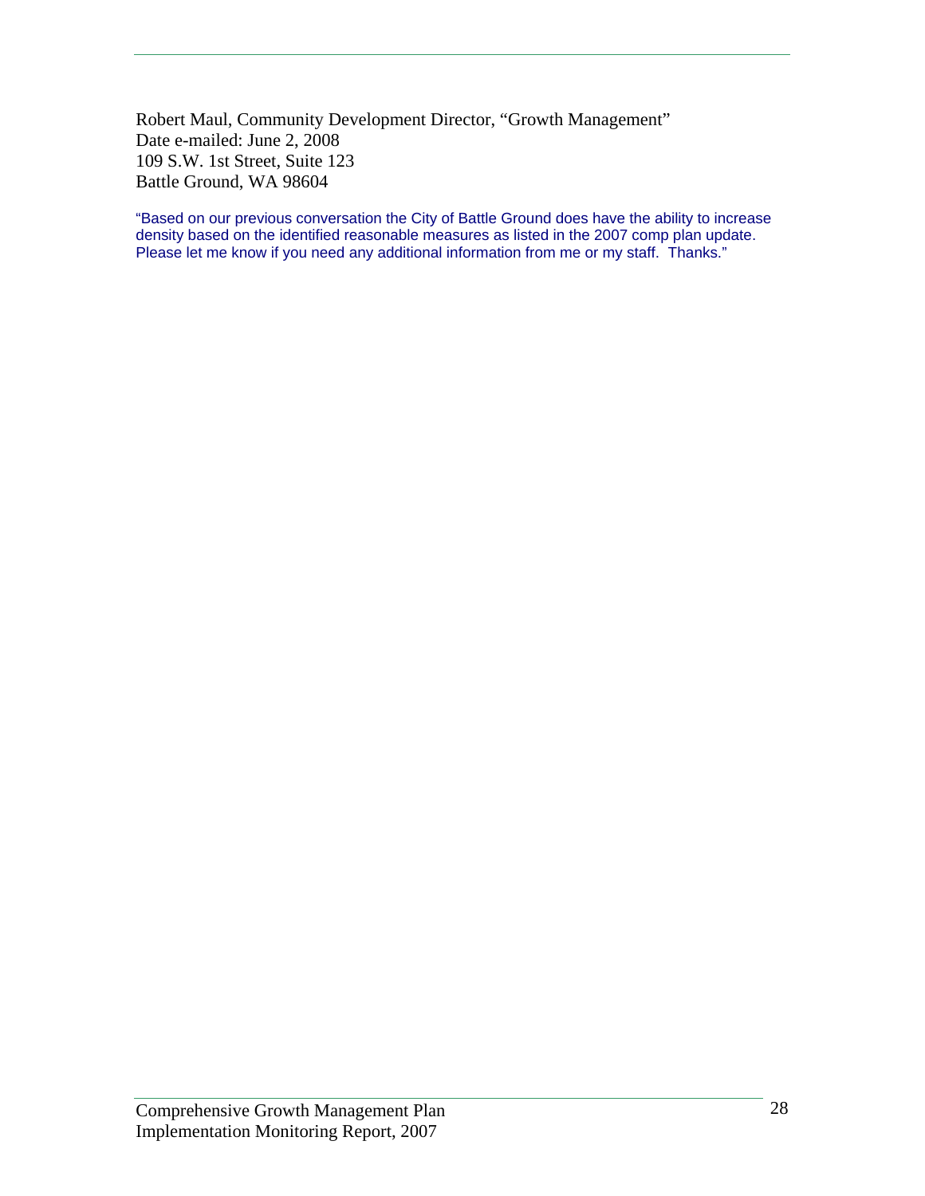Robert Maul, Community Development Director, "Growth Management"
Date e-mailed: June 2, 2008
109 S.W. 1st Street, Suite 123
Battle Ground, WA 98604

"Based on our previous conversation the City of Battle Ground does have the ability to increase density based on the identified reasonable measures as listed in the 2007 comp plan update. Please let me know if you need any additional information from me or my staff. Thanks."